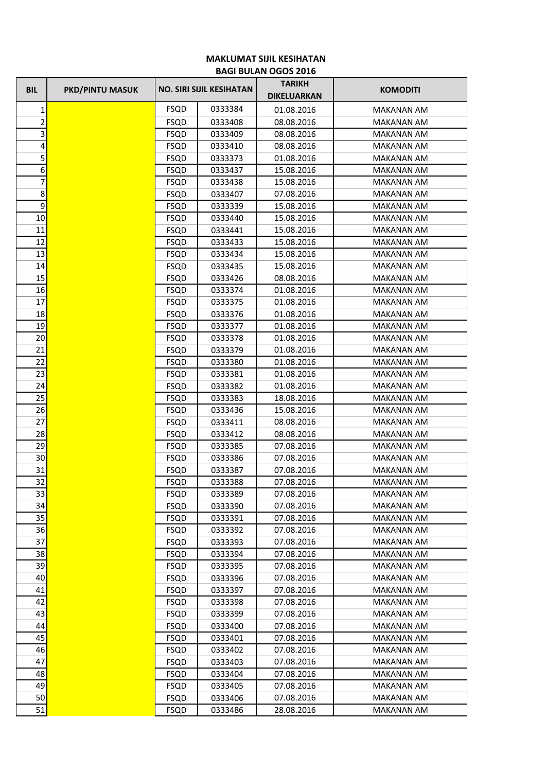**MAKLUMAT SIJIL KESIHATAN**
**BAGI BULAN OGOS 2016**

| BIL | PKD/PINTU MASUK | NO. SIRI SIJIL KESIHATAN | | TARIKH DIKELUARKAN | KOMODITI |
|---|---|---|---|---|---|
| 1 | | FSQD | 0333384 | 01.08.2016 | MAKANAN AM |
| 2 | | FSQD | 0333408 | 08.08.2016 | MAKANAN AM |
| 3 | | FSQD | 0333409 | 08.08.2016 | MAKANAN AM |
| 4 | | FSQD | 0333410 | 08.08.2016 | MAKANAN AM |
| 5 | | FSQD | 0333373 | 01.08.2016 | MAKANAN AM |
| 6 | | FSQD | 0333437 | 15.08.2016 | MAKANAN AM |
| 7 | | FSQD | 0333438 | 15.08.2016 | MAKANAN AM |
| 8 | | FSQD | 0333407 | 07.08.2016 | MAKANAN AM |
| 9 | | FSQD | 0333339 | 15.08.2016 | MAKANAN AM |
| 10 | | FSQD | 0333440 | 15.08.2016 | MAKANAN AM |
| 11 | | FSQD | 0333441 | 15.08.2016 | MAKANAN AM |
| 12 | | FSQD | 0333433 | 15.08.2016 | MAKANAN AM |
| 13 | | FSQD | 0333434 | 15.08.2016 | MAKANAN AM |
| 14 | | FSQD | 0333435 | 15.08.2016 | MAKANAN AM |
| 15 | | FSQD | 0333426 | 08.08.2016 | MAKANAN AM |
| 16 | | FSQD | 0333374 | 01.08.2016 | MAKANAN AM |
| 17 | | FSQD | 0333375 | 01.08.2016 | MAKANAN AM |
| 18 | | FSQD | 0333376 | 01.08.2016 | MAKANAN AM |
| 19 | | FSQD | 0333377 | 01.08.2016 | MAKANAN AM |
| 20 | | FSQD | 0333378 | 01.08.2016 | MAKANAN AM |
| 21 | | FSQD | 0333379 | 01.08.2016 | MAKANAN AM |
| 22 | | FSQD | 0333380 | 01.08.2016 | MAKANAN AM |
| 23 | | FSQD | 0333381 | 01.08.2016 | MAKANAN AM |
| 24 | | FSQD | 0333382 | 01.08.2016 | MAKANAN AM |
| 25 | | FSQD | 0333383 | 18.08.2016 | MAKANAN AM |
| 26 | | FSQD | 0333436 | 15.08.2016 | MAKANAN AM |
| 27 | | FSQD | 0333411 | 08.08.2016 | MAKANAN AM |
| 28 | | FSQD | 0333412 | 08.08.2016 | MAKANAN AM |
| 29 | | FSQD | 0333385 | 07.08.2016 | MAKANAN AM |
| 30 | | FSQD | 0333386 | 07.08.2016 | MAKANAN AM |
| 31 | | FSQD | 0333387 | 07.08.2016 | MAKANAN AM |
| 32 | | FSQD | 0333388 | 07.08.2016 | MAKANAN AM |
| 33 | | FSQD | 0333389 | 07.08.2016 | MAKANAN AM |
| 34 | | FSQD | 0333390 | 07.08.2016 | MAKANAN AM |
| 35 | | FSQD | 0333391 | 07.08.2016 | MAKANAN AM |
| 36 | | FSQD | 0333392 | 07.08.2016 | MAKANAN AM |
| 37 | | FSQD | 0333393 | 07.08.2016 | MAKANAN AM |
| 38 | | FSQD | 0333394 | 07.08.2016 | MAKANAN AM |
| 39 | | FSQD | 0333395 | 07.08.2016 | MAKANAN AM |
| 40 | | FSQD | 0333396 | 07.08.2016 | MAKANAN AM |
| 41 | | FSQD | 0333397 | 07.08.2016 | MAKANAN AM |
| 42 | | FSQD | 0333398 | 07.08.2016 | MAKANAN AM |
| 43 | | FSQD | 0333399 | 07.08.2016 | MAKANAN AM |
| 44 | | FSQD | 0333400 | 07.08.2016 | MAKANAN AM |
| 45 | | FSQD | 0333401 | 07.08.2016 | MAKANAN AM |
| 46 | | FSQD | 0333402 | 07.08.2016 | MAKANAN AM |
| 47 | | FSQD | 0333403 | 07.08.2016 | MAKANAN AM |
| 48 | | FSQD | 0333404 | 07.08.2016 | MAKANAN AM |
| 49 | | FSQD | 0333405 | 07.08.2016 | MAKANAN AM |
| 50 | | FSQD | 0333406 | 07.08.2016 | MAKANAN AM |
| 51 | | FSQD | 0333486 | 28.08.2016 | MAKANAN AM |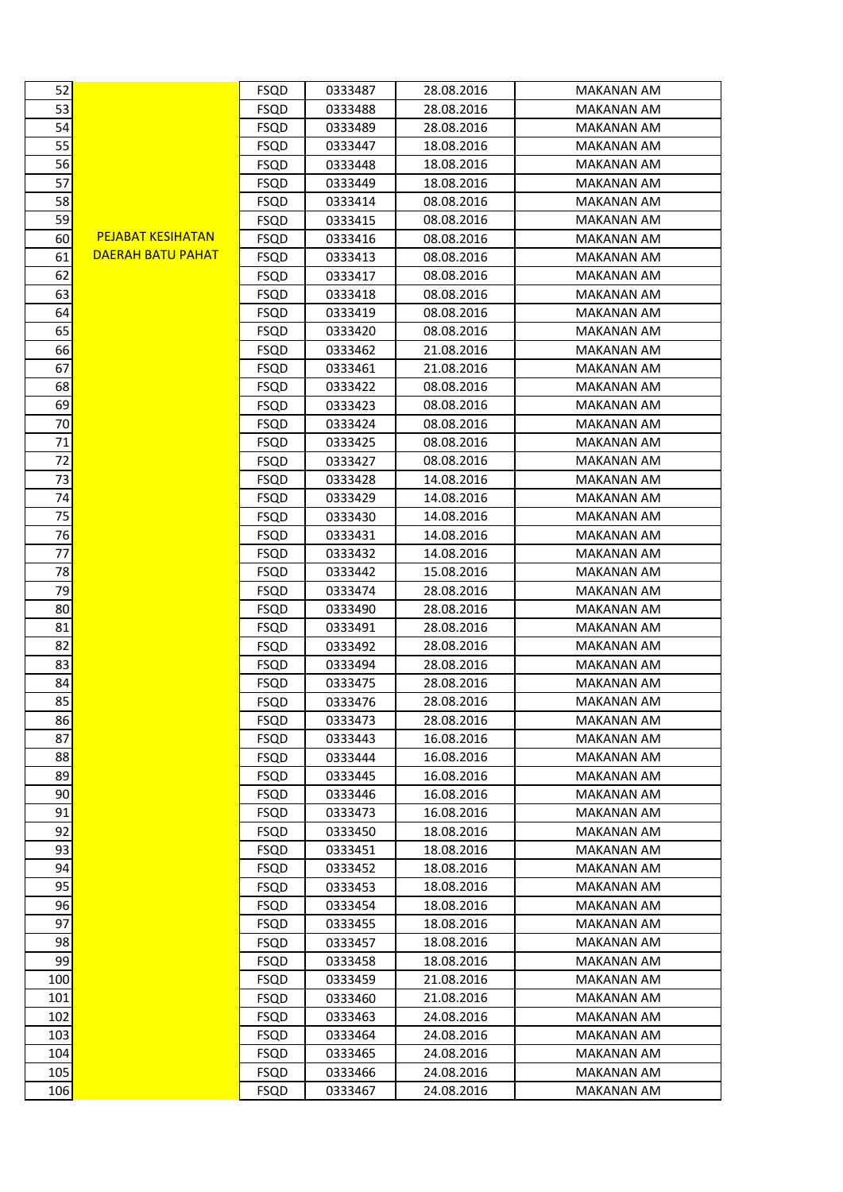| | | | | | |
|---|---|---|---|---|---|
| 52 | PEJABAT KESIHATAN DAERAH BATU PAHAT | FSQD | 0333487 | 28.08.2016 | MAKANAN AM |
| 53 | | FSQD | 0333488 | 28.08.2016 | MAKANAN AM |
| 54 | | FSQD | 0333489 | 28.08.2016 | MAKANAN AM |
| 55 | | FSQD | 0333447 | 18.08.2016 | MAKANAN AM |
| 56 | | FSQD | 0333448 | 18.08.2016 | MAKANAN AM |
| 57 | | FSQD | 0333449 | 18.08.2016 | MAKANAN AM |
| 58 | | FSQD | 0333414 | 08.08.2016 | MAKANAN AM |
| 59 | | FSQD | 0333415 | 08.08.2016 | MAKANAN AM |
| 60 | | FSQD | 0333416 | 08.08.2016 | MAKANAN AM |
| 61 | | FSQD | 0333413 | 08.08.2016 | MAKANAN AM |
| 62 | | FSQD | 0333417 | 08.08.2016 | MAKANAN AM |
| 63 | | FSQD | 0333418 | 08.08.2016 | MAKANAN AM |
| 64 | | FSQD | 0333419 | 08.08.2016 | MAKANAN AM |
| 65 | | FSQD | 0333420 | 08.08.2016 | MAKANAN AM |
| 66 | | FSQD | 0333462 | 21.08.2016 | MAKANAN AM |
| 67 | | FSQD | 0333461 | 21.08.2016 | MAKANAN AM |
| 68 | | FSQD | 0333422 | 08.08.2016 | MAKANAN AM |
| 69 | | FSQD | 0333423 | 08.08.2016 | MAKANAN AM |
| 70 | | FSQD | 0333424 | 08.08.2016 | MAKANAN AM |
| 71 | | FSQD | 0333425 | 08.08.2016 | MAKANAN AM |
| 72 | | FSQD | 0333427 | 08.08.2016 | MAKANAN AM |
| 73 | | FSQD | 0333428 | 14.08.2016 | MAKANAN AM |
| 74 | | FSQD | 0333429 | 14.08.2016 | MAKANAN AM |
| 75 | | FSQD | 0333430 | 14.08.2016 | MAKANAN AM |
| 76 | | FSQD | 0333431 | 14.08.2016 | MAKANAN AM |
| 77 | | FSQD | 0333432 | 14.08.2016 | MAKANAN AM |
| 78 | | FSQD | 0333442 | 15.08.2016 | MAKANAN AM |
| 79 | | FSQD | 0333474 | 28.08.2016 | MAKANAN AM |
| 80 | | FSQD | 0333490 | 28.08.2016 | MAKANAN AM |
| 81 | | FSQD | 0333491 | 28.08.2016 | MAKANAN AM |
| 82 | | FSQD | 0333492 | 28.08.2016 | MAKANAN AM |
| 83 | | FSQD | 0333494 | 28.08.2016 | MAKANAN AM |
| 84 | | FSQD | 0333475 | 28.08.2016 | MAKANAN AM |
| 85 | | FSQD | 0333476 | 28.08.2016 | MAKANAN AM |
| 86 | | FSQD | 0333473 | 28.08.2016 | MAKANAN AM |
| 87 | | FSQD | 0333443 | 16.08.2016 | MAKANAN AM |
| 88 | | FSQD | 0333444 | 16.08.2016 | MAKANAN AM |
| 89 | | FSQD | 0333445 | 16.08.2016 | MAKANAN AM |
| 90 | | FSQD | 0333446 | 16.08.2016 | MAKANAN AM |
| 91 | | FSQD | 0333473 | 16.08.2016 | MAKANAN AM |
| 92 | | FSQD | 0333450 | 18.08.2016 | MAKANAN AM |
| 93 | | FSQD | 0333451 | 18.08.2016 | MAKANAN AM |
| 94 | | FSQD | 0333452 | 18.08.2016 | MAKANAN AM |
| 95 | | FSQD | 0333453 | 18.08.2016 | MAKANAN AM |
| 96 | | FSQD | 0333454 | 18.08.2016 | MAKANAN AM |
| 97 | | FSQD | 0333455 | 18.08.2016 | MAKANAN AM |
| 98 | | FSQD | 0333457 | 18.08.2016 | MAKANAN AM |
| 99 | | FSQD | 0333458 | 18.08.2016 | MAKANAN AM |
| 100 | | FSQD | 0333459 | 21.08.2016 | MAKANAN AM |
| 101 | | FSQD | 0333460 | 21.08.2016 | MAKANAN AM |
| 102 | | FSQD | 0333463 | 24.08.2016 | MAKANAN AM |
| 103 | | FSQD | 0333464 | 24.08.2016 | MAKANAN AM |
| 104 | | FSQD | 0333465 | 24.08.2016 | MAKANAN AM |
| 105 | | FSQD | 0333466 | 24.08.2016 | MAKANAN AM |
| 106 | | FSQD | 0333467 | 24.08.2016 | MAKANAN AM |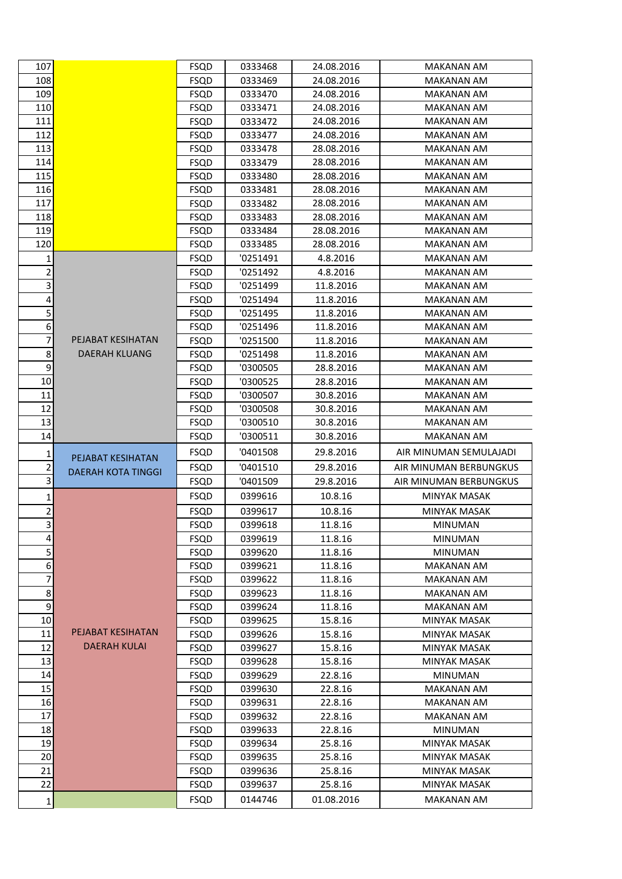| | | | | | |
|---|---|---|---|---|---|
| 107 | | FSQD | 0333468 | 24.08.2016 | MAKANAN AM |
| 108 | | FSQD | 0333469 | 24.08.2016 | MAKANAN AM |
| 109 | | FSQD | 0333470 | 24.08.2016 | MAKANAN AM |
| 110 | | FSQD | 0333471 | 24.08.2016 | MAKANAN AM |
| 111 | | FSQD | 0333472 | 24.08.2016 | MAKANAN AM |
| 112 | | FSQD | 0333477 | 24.08.2016 | MAKANAN AM |
| 113 | | FSQD | 0333478 | 28.08.2016 | MAKANAN AM |
| 114 | | FSQD | 0333479 | 28.08.2016 | MAKANAN AM |
| 115 | | FSQD | 0333480 | 28.08.2016 | MAKANAN AM |
| 116 | | FSQD | 0333481 | 28.08.2016 | MAKANAN AM |
| 117 | | FSQD | 0333482 | 28.08.2016 | MAKANAN AM |
| 118 | | FSQD | 0333483 | 28.08.2016 | MAKANAN AM |
| 119 | | FSQD | 0333484 | 28.08.2016 | MAKANAN AM |
| 120 | | FSQD | 0333485 | 28.08.2016 | MAKANAN AM |
| 1 | PEJABAT KESIHATAN DAERAH KLUANG | FSQD | '0251491 | 4.8.2016 | MAKANAN AM |
| 2 | | FSQD | '0251492 | 4.8.2016 | MAKANAN AM |
| 3 | | FSQD | '0251499 | 11.8.2016 | MAKANAN AM |
| 4 | | FSQD | '0251494 | 11.8.2016 | MAKANAN AM |
| 5 | | FSQD | '0251495 | 11.8.2016 | MAKANAN AM |
| 6 | | FSQD | '0251496 | 11.8.2016 | MAKANAN AM |
| 7 | | FSQD | '0251500 | 11.8.2016 | MAKANAN AM |
| 8 | | FSQD | '0251498 | 11.8.2016 | MAKANAN AM |
| 9 | | FSQD | '0300505 | 28.8.2016 | MAKANAN AM |
| 10 | | FSQD | '0300525 | 28.8.2016 | MAKANAN AM |
| 11 | | FSQD | '0300507 | 30.8.2016 | MAKANAN AM |
| 12 | | FSQD | '0300508 | 30.8.2016 | MAKANAN AM |
| 13 | | FSQD | '0300510 | 30.8.2016 | MAKANAN AM |
| 14 | | FSQD | '0300511 | 30.8.2016 | MAKANAN AM |
| 1 | PEJABAT KESIHATAN DAERAH KOTA TINGGI | FSQD | '0401508 | 29.8.2016 | AIR MINUMAN SEMULAJADI |
| 2 | | FSQD | '0401510 | 29.8.2016 | AIR MINUMAN BERBUNGKUS |
| 3 | | FSQD | '0401509 | 29.8.2016 | AIR MINUMAN BERBUNGKUS |
| 1 | PEJABAT KESIHATAN DAERAH KULAI | FSQD | 0399616 | 10.8.16 | MINYAK MASAK |
| 2 | | FSQD | 0399617 | 10.8.16 | MINYAK MASAK |
| 3 | | FSQD | 0399618 | 11.8.16 | MINUMAN |
| 4 | | FSQD | 0399619 | 11.8.16 | MINUMAN |
| 5 | | FSQD | 0399620 | 11.8.16 | MINUMAN |
| 6 | | FSQD | 0399621 | 11.8.16 | MAKANAN AM |
| 7 | | FSQD | 0399622 | 11.8.16 | MAKANAN AM |
| 8 | | FSQD | 0399623 | 11.8.16 | MAKANAN AM |
| 9 | | FSQD | 0399624 | 11.8.16 | MAKANAN AM |
| 10 | | FSQD | 0399625 | 15.8.16 | MINYAK MASAK |
| 11 | | FSQD | 0399626 | 15.8.16 | MINYAK MASAK |
| 12 | | FSQD | 0399627 | 15.8.16 | MINYAK MASAK |
| 13 | | FSQD | 0399628 | 15.8.16 | MINYAK MASAK |
| 14 | | FSQD | 0399629 | 22.8.16 | MINUMAN |
| 15 | | FSQD | 0399630 | 22.8.16 | MAKANAN AM |
| 16 | | FSQD | 0399631 | 22.8.16 | MAKANAN AM |
| 17 | | FSQD | 0399632 | 22.8.16 | MAKANAN AM |
| 18 | | FSQD | 0399633 | 22.8.16 | MINUMAN |
| 19 | | FSQD | 0399634 | 25.8.16 | MINYAK MASAK |
| 20 | | FSQD | 0399635 | 25.8.16 | MINYAK MASAK |
| 21 | | FSQD | 0399636 | 25.8.16 | MINYAK MASAK |
| 22 | | FSQD | 0399637 | 25.8.16 | MINYAK MASAK |
| 1 | | FSQD | 0144746 | 01.08.2016 | MAKANAN AM |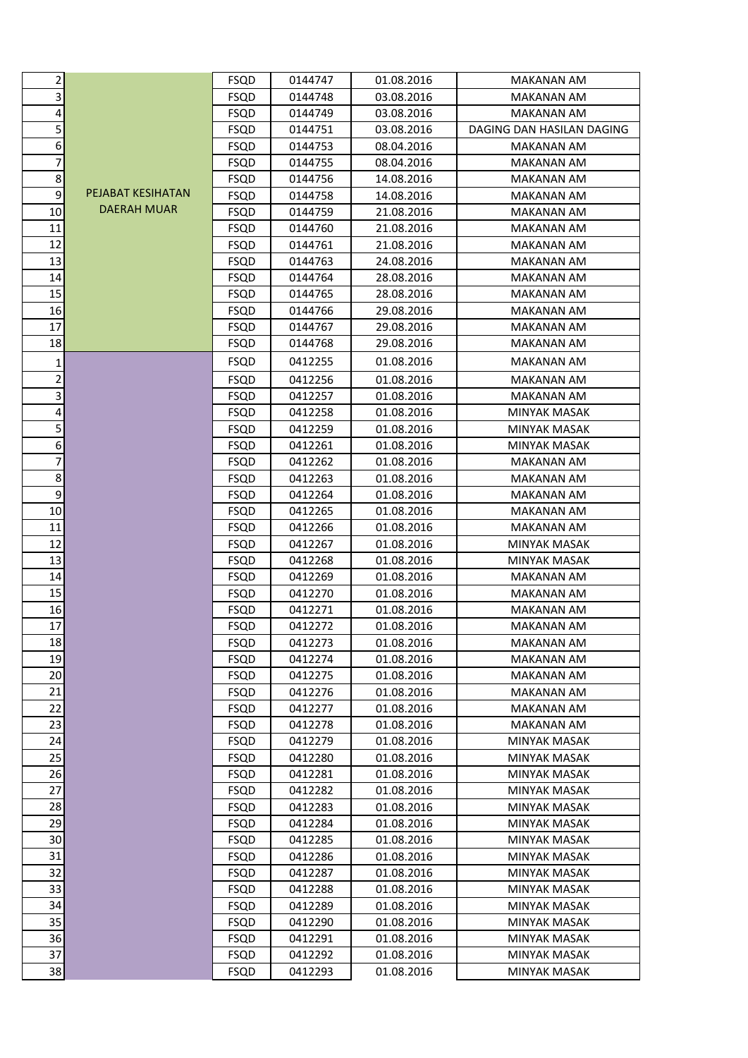| | | | | | |
|---|---|---|---|---|---|
| 2 | PEJABAT KESIHATAN DAERAH MUAR | FSQD | 0144747 | 01.08.2016 | MAKANAN AM |
| 3 | | FSQD | 0144748 | 03.08.2016 | MAKANAN AM |
| 4 | | FSQD | 0144749 | 03.08.2016 | MAKANAN AM |
| 5 | | FSQD | 0144751 | 03.08.2016 | DAGING DAN HASILAN DAGING |
| 6 | | FSQD | 0144753 | 08.04.2016 | MAKANAN AM |
| 7 | | FSQD | 0144755 | 08.04.2016 | MAKANAN AM |
| 8 | | FSQD | 0144756 | 14.08.2016 | MAKANAN AM |
| 9 | | FSQD | 0144758 | 14.08.2016 | MAKANAN AM |
| 10 | | FSQD | 0144759 | 21.08.2016 | MAKANAN AM |
| 11 | | FSQD | 0144760 | 21.08.2016 | MAKANAN AM |
| 12 | | FSQD | 0144761 | 21.08.2016 | MAKANAN AM |
| 13 | | FSQD | 0144763 | 24.08.2016 | MAKANAN AM |
| 14 | | FSQD | 0144764 | 28.08.2016 | MAKANAN AM |
| 15 | | FSQD | 0144765 | 28.08.2016 | MAKANAN AM |
| 16 | | FSQD | 0144766 | 29.08.2016 | MAKANAN AM |
| 17 | | FSQD | 0144767 | 29.08.2016 | MAKANAN AM |
| 18 | | FSQD | 0144768 | 29.08.2016 | MAKANAN AM |
| 1 | | FSQD | 0412255 | 01.08.2016 | MAKANAN AM |
| 2 | | FSQD | 0412256 | 01.08.2016 | MAKANAN AM |
| 3 | | FSQD | 0412257 | 01.08.2016 | MAKANAN AM |
| 4 | | FSQD | 0412258 | 01.08.2016 | MINYAK MASAK |
| 5 | | FSQD | 0412259 | 01.08.2016 | MINYAK MASAK |
| 6 | | FSQD | 0412261 | 01.08.2016 | MINYAK MASAK |
| 7 | | FSQD | 0412262 | 01.08.2016 | MAKANAN AM |
| 8 | | FSQD | 0412263 | 01.08.2016 | MAKANAN AM |
| 9 | | FSQD | 0412264 | 01.08.2016 | MAKANAN AM |
| 10 | | FSQD | 0412265 | 01.08.2016 | MAKANAN AM |
| 11 | | FSQD | 0412266 | 01.08.2016 | MAKANAN AM |
| 12 | | FSQD | 0412267 | 01.08.2016 | MINYAK MASAK |
| 13 | | FSQD | 0412268 | 01.08.2016 | MINYAK MASAK |
| 14 | | FSQD | 0412269 | 01.08.2016 | MAKANAN AM |
| 15 | | FSQD | 0412270 | 01.08.2016 | MAKANAN AM |
| 16 | | FSQD | 0412271 | 01.08.2016 | MAKANAN AM |
| 17 | | FSQD | 0412272 | 01.08.2016 | MAKANAN AM |
| 18 | | FSQD | 0412273 | 01.08.2016 | MAKANAN AM |
| 19 | | FSQD | 0412274 | 01.08.2016 | MAKANAN AM |
| 20 | | FSQD | 0412275 | 01.08.2016 | MAKANAN AM |
| 21 | | FSQD | 0412276 | 01.08.2016 | MAKANAN AM |
| 22 | | FSQD | 0412277 | 01.08.2016 | MAKANAN AM |
| 23 | | FSQD | 0412278 | 01.08.2016 | MAKANAN AM |
| 24 | | FSQD | 0412279 | 01.08.2016 | MINYAK MASAK |
| 25 | | FSQD | 0412280 | 01.08.2016 | MINYAK MASAK |
| 26 | | FSQD | 0412281 | 01.08.2016 | MINYAK MASAK |
| 27 | | FSQD | 0412282 | 01.08.2016 | MINYAK MASAK |
| 28 | | FSQD | 0412283 | 01.08.2016 | MINYAK MASAK |
| 29 | | FSQD | 0412284 | 01.08.2016 | MINYAK MASAK |
| 30 | | FSQD | 0412285 | 01.08.2016 | MINYAK MASAK |
| 31 | | FSQD | 0412286 | 01.08.2016 | MINYAK MASAK |
| 32 | | FSQD | 0412287 | 01.08.2016 | MINYAK MASAK |
| 33 | | FSQD | 0412288 | 01.08.2016 | MINYAK MASAK |
| 34 | | FSQD | 0412289 | 01.08.2016 | MINYAK MASAK |
| 35 | | FSQD | 0412290 | 01.08.2016 | MINYAK MASAK |
| 36 | | FSQD | 0412291 | 01.08.2016 | MINYAK MASAK |
| 37 | | FSQD | 0412292 | 01.08.2016 | MINYAK MASAK |
| 38 | | FSQD | 0412293 | 01.08.2016 | MINYAK MASAK |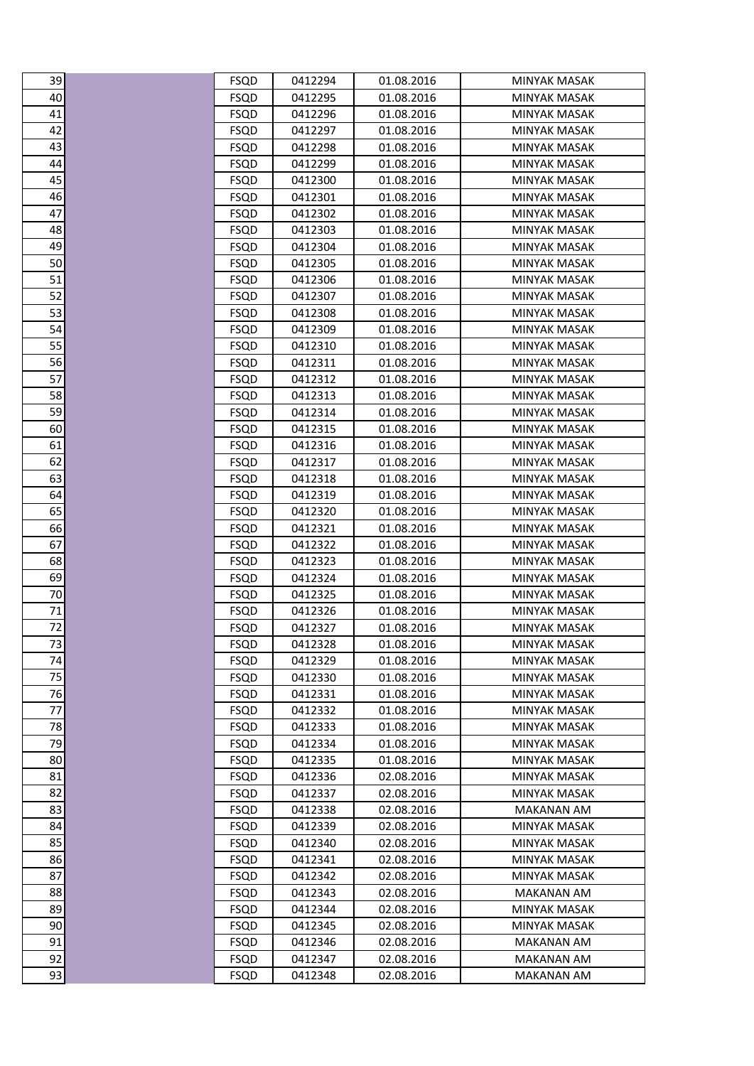| | | | | | |
|---|---|---|---|---|---|
| 39 | | FSQD | 0412294 | 01.08.2016 | MINYAK MASAK |
| 40 | | FSQD | 0412295 | 01.08.2016 | MINYAK MASAK |
| 41 | | FSQD | 0412296 | 01.08.2016 | MINYAK MASAK |
| 42 | | FSQD | 0412297 | 01.08.2016 | MINYAK MASAK |
| 43 | | FSQD | 0412298 | 01.08.2016 | MINYAK MASAK |
| 44 | | FSQD | 0412299 | 01.08.2016 | MINYAK MASAK |
| 45 | | FSQD | 0412300 | 01.08.2016 | MINYAK MASAK |
| 46 | | FSQD | 0412301 | 01.08.2016 | MINYAK MASAK |
| 47 | | FSQD | 0412302 | 01.08.2016 | MINYAK MASAK |
| 48 | | FSQD | 0412303 | 01.08.2016 | MINYAK MASAK |
| 49 | | FSQD | 0412304 | 01.08.2016 | MINYAK MASAK |
| 50 | | FSQD | 0412305 | 01.08.2016 | MINYAK MASAK |
| 51 | | FSQD | 0412306 | 01.08.2016 | MINYAK MASAK |
| 52 | | FSQD | 0412307 | 01.08.2016 | MINYAK MASAK |
| 53 | | FSQD | 0412308 | 01.08.2016 | MINYAK MASAK |
| 54 | | FSQD | 0412309 | 01.08.2016 | MINYAK MASAK |
| 55 | | FSQD | 0412310 | 01.08.2016 | MINYAK MASAK |
| 56 | | FSQD | 0412311 | 01.08.2016 | MINYAK MASAK |
| 57 | | FSQD | 0412312 | 01.08.2016 | MINYAK MASAK |
| 58 | | FSQD | 0412313 | 01.08.2016 | MINYAK MASAK |
| 59 | | FSQD | 0412314 | 01.08.2016 | MINYAK MASAK |
| 60 | | FSQD | 0412315 | 01.08.2016 | MINYAK MASAK |
| 61 | | FSQD | 0412316 | 01.08.2016 | MINYAK MASAK |
| 62 | | FSQD | 0412317 | 01.08.2016 | MINYAK MASAK |
| 63 | | FSQD | 0412318 | 01.08.2016 | MINYAK MASAK |
| 64 | | FSQD | 0412319 | 01.08.2016 | MINYAK MASAK |
| 65 | | FSQD | 0412320 | 01.08.2016 | MINYAK MASAK |
| 66 | | FSQD | 0412321 | 01.08.2016 | MINYAK MASAK |
| 67 | | FSQD | 0412322 | 01.08.2016 | MINYAK MASAK |
| 68 | | FSQD | 0412323 | 01.08.2016 | MINYAK MASAK |
| 69 | | FSQD | 0412324 | 01.08.2016 | MINYAK MASAK |
| 70 | | FSQD | 0412325 | 01.08.2016 | MINYAK MASAK |
| 71 | | FSQD | 0412326 | 01.08.2016 | MINYAK MASAK |
| 72 | | FSQD | 0412327 | 01.08.2016 | MINYAK MASAK |
| 73 | | FSQD | 0412328 | 01.08.2016 | MINYAK MASAK |
| 74 | | FSQD | 0412329 | 01.08.2016 | MINYAK MASAK |
| 75 | | FSQD | 0412330 | 01.08.2016 | MINYAK MASAK |
| 76 | | FSQD | 0412331 | 01.08.2016 | MINYAK MASAK |
| 77 | | FSQD | 0412332 | 01.08.2016 | MINYAK MASAK |
| 78 | | FSQD | 0412333 | 01.08.2016 | MINYAK MASAK |
| 79 | | FSQD | 0412334 | 01.08.2016 | MINYAK MASAK |
| 80 | | FSQD | 0412335 | 01.08.2016 | MINYAK MASAK |
| 81 | | FSQD | 0412336 | 02.08.2016 | MINYAK MASAK |
| 82 | | FSQD | 0412337 | 02.08.2016 | MINYAK MASAK |
| 83 | | FSQD | 0412338 | 02.08.2016 | MAKANAN AM |
| 84 | | FSQD | 0412339 | 02.08.2016 | MINYAK MASAK |
| 85 | | FSQD | 0412340 | 02.08.2016 | MINYAK MASAK |
| 86 | | FSQD | 0412341 | 02.08.2016 | MINYAK MASAK |
| 87 | | FSQD | 0412342 | 02.08.2016 | MINYAK MASAK |
| 88 | | FSQD | 0412343 | 02.08.2016 | MAKANAN AM |
| 89 | | FSQD | 0412344 | 02.08.2016 | MINYAK MASAK |
| 90 | | FSQD | 0412345 | 02.08.2016 | MINYAK MASAK |
| 91 | | FSQD | 0412346 | 02.08.2016 | MAKANAN AM |
| 92 | | FSQD | 0412347 | 02.08.2016 | MAKANAN AM |
| 93 | | FSQD | 0412348 | 02.08.2016 | MAKANAN AM |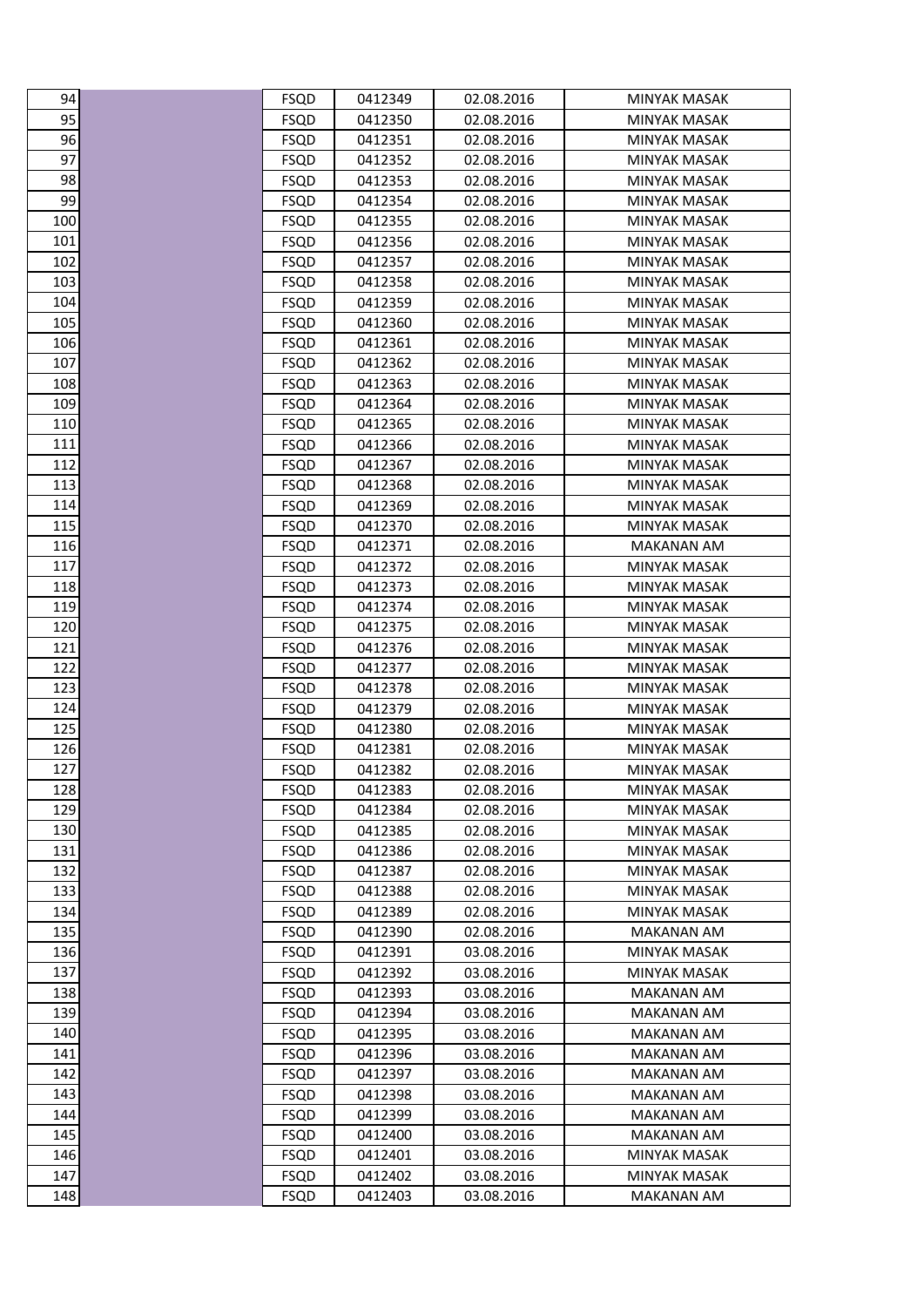| | | | | | |
|---|---|---|---|---|---|
| 94 | | FSQD | 0412349 | 02.08.2016 | MINYAK MASAK |
| 95 | | FSQD | 0412350 | 02.08.2016 | MINYAK MASAK |
| 96 | | FSQD | 0412351 | 02.08.2016 | MINYAK MASAK |
| 97 | | FSQD | 0412352 | 02.08.2016 | MINYAK MASAK |
| 98 | | FSQD | 0412353 | 02.08.2016 | MINYAK MASAK |
| 99 | | FSQD | 0412354 | 02.08.2016 | MINYAK MASAK |
| 100 | | FSQD | 0412355 | 02.08.2016 | MINYAK MASAK |
| 101 | | FSQD | 0412356 | 02.08.2016 | MINYAK MASAK |
| 102 | | FSQD | 0412357 | 02.08.2016 | MINYAK MASAK |
| 103 | | FSQD | 0412358 | 02.08.2016 | MINYAK MASAK |
| 104 | | FSQD | 0412359 | 02.08.2016 | MINYAK MASAK |
| 105 | | FSQD | 0412360 | 02.08.2016 | MINYAK MASAK |
| 106 | | FSQD | 0412361 | 02.08.2016 | MINYAK MASAK |
| 107 | | FSQD | 0412362 | 02.08.2016 | MINYAK MASAK |
| 108 | | FSQD | 0412363 | 02.08.2016 | MINYAK MASAK |
| 109 | | FSQD | 0412364 | 02.08.2016 | MINYAK MASAK |
| 110 | | FSQD | 0412365 | 02.08.2016 | MINYAK MASAK |
| 111 | | FSQD | 0412366 | 02.08.2016 | MINYAK MASAK |
| 112 | | FSQD | 0412367 | 02.08.2016 | MINYAK MASAK |
| 113 | | FSQD | 0412368 | 02.08.2016 | MINYAK MASAK |
| 114 | | FSQD | 0412369 | 02.08.2016 | MINYAK MASAK |
| 115 | | FSQD | 0412370 | 02.08.2016 | MINYAK MASAK |
| 116 | | FSQD | 0412371 | 02.08.2016 | MAKANAN AM |
| 117 | | FSQD | 0412372 | 02.08.2016 | MINYAK MASAK |
| 118 | | FSQD | 0412373 | 02.08.2016 | MINYAK MASAK |
| 119 | | FSQD | 0412374 | 02.08.2016 | MINYAK MASAK |
| 120 | | FSQD | 0412375 | 02.08.2016 | MINYAK MASAK |
| 121 | | FSQD | 0412376 | 02.08.2016 | MINYAK MASAK |
| 122 | | FSQD | 0412377 | 02.08.2016 | MINYAK MASAK |
| 123 | | FSQD | 0412378 | 02.08.2016 | MINYAK MASAK |
| 124 | | FSQD | 0412379 | 02.08.2016 | MINYAK MASAK |
| 125 | | FSQD | 0412380 | 02.08.2016 | MINYAK MASAK |
| 126 | | FSQD | 0412381 | 02.08.2016 | MINYAK MASAK |
| 127 | | FSQD | 0412382 | 02.08.2016 | MINYAK MASAK |
| 128 | | FSQD | 0412383 | 02.08.2016 | MINYAK MASAK |
| 129 | | FSQD | 0412384 | 02.08.2016 | MINYAK MASAK |
| 130 | | FSQD | 0412385 | 02.08.2016 | MINYAK MASAK |
| 131 | | FSQD | 0412386 | 02.08.2016 | MINYAK MASAK |
| 132 | | FSQD | 0412387 | 02.08.2016 | MINYAK MASAK |
| 133 | | FSQD | 0412388 | 02.08.2016 | MINYAK MASAK |
| 134 | | FSQD | 0412389 | 02.08.2016 | MINYAK MASAK |
| 135 | | FSQD | 0412390 | 02.08.2016 | MAKANAN AM |
| 136 | | FSQD | 0412391 | 03.08.2016 | MINYAK MASAK |
| 137 | | FSQD | 0412392 | 03.08.2016 | MINYAK MASAK |
| 138 | | FSQD | 0412393 | 03.08.2016 | MAKANAN AM |
| 139 | | FSQD | 0412394 | 03.08.2016 | MAKANAN AM |
| 140 | | FSQD | 0412395 | 03.08.2016 | MAKANAN AM |
| 141 | | FSQD | 0412396 | 03.08.2016 | MAKANAN AM |
| 142 | | FSQD | 0412397 | 03.08.2016 | MAKANAN AM |
| 143 | | FSQD | 0412398 | 03.08.2016 | MAKANAN AM |
| 144 | | FSQD | 0412399 | 03.08.2016 | MAKANAN AM |
| 145 | | FSQD | 0412400 | 03.08.2016 | MAKANAN AM |
| 146 | | FSQD | 0412401 | 03.08.2016 | MINYAK MASAK |
| 147 | | FSQD | 0412402 | 03.08.2016 | MINYAK MASAK |
| 148 | | FSQD | 0412403 | 03.08.2016 | MAKANAN AM |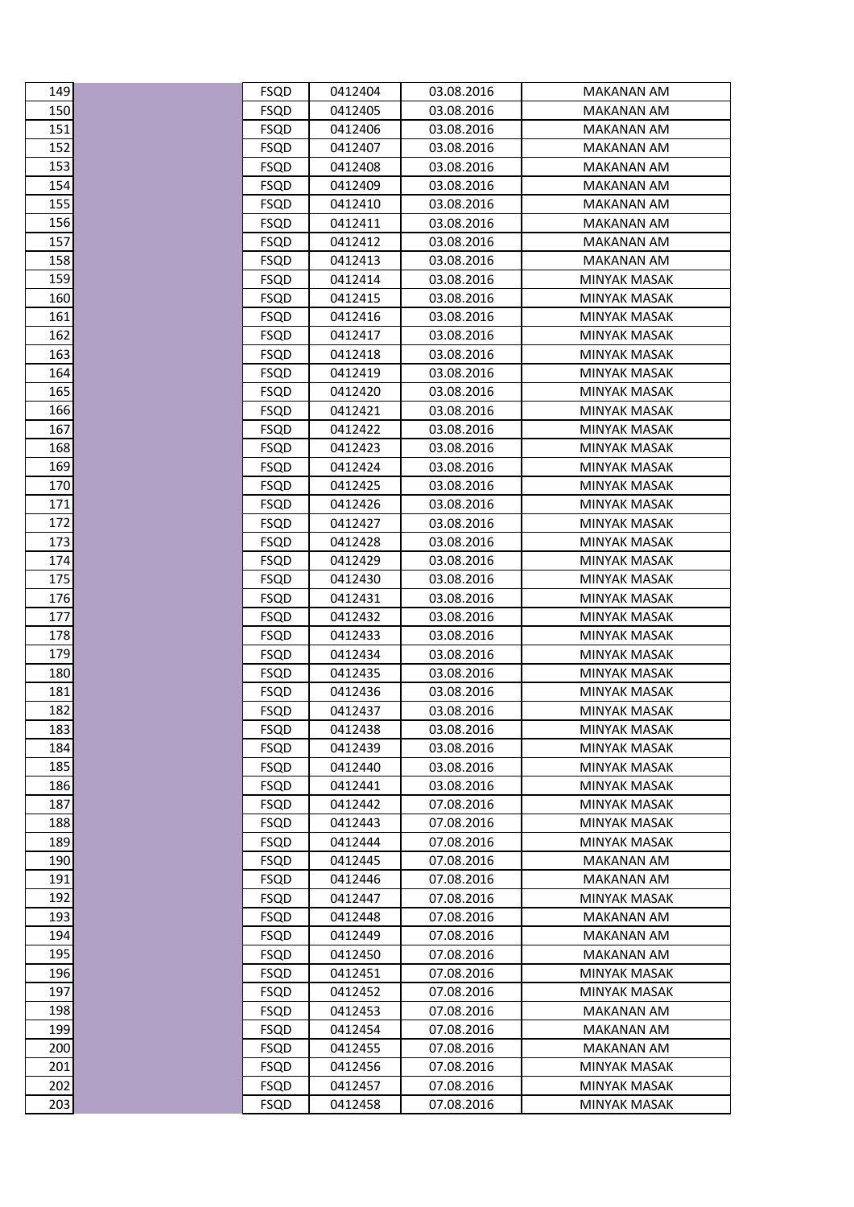| | | | | | |
|---|---|---|---|---|---|
| 149 | | FSQD | 0412404 | 03.08.2016 | MAKANAN AM |
| 150 | | FSQD | 0412405 | 03.08.2016 | MAKANAN AM |
| 151 | | FSQD | 0412406 | 03.08.2016 | MAKANAN AM |
| 152 | | FSQD | 0412407 | 03.08.2016 | MAKANAN AM |
| 153 | | FSQD | 0412408 | 03.08.2016 | MAKANAN AM |
| 154 | | FSQD | 0412409 | 03.08.2016 | MAKANAN AM |
| 155 | | FSQD | 0412410 | 03.08.2016 | MAKANAN AM |
| 156 | | FSQD | 0412411 | 03.08.2016 | MAKANAN AM |
| 157 | | FSQD | 0412412 | 03.08.2016 | MAKANAN AM |
| 158 | | FSQD | 0412413 | 03.08.2016 | MAKANAN AM |
| 159 | | FSQD | 0412414 | 03.08.2016 | MINYAK MASAK |
| 160 | | FSQD | 0412415 | 03.08.2016 | MINYAK MASAK |
| 161 | | FSQD | 0412416 | 03.08.2016 | MINYAK MASAK |
| 162 | | FSQD | 0412417 | 03.08.2016 | MINYAK MASAK |
| 163 | | FSQD | 0412418 | 03.08.2016 | MINYAK MASAK |
| 164 | | FSQD | 0412419 | 03.08.2016 | MINYAK MASAK |
| 165 | | FSQD | 0412420 | 03.08.2016 | MINYAK MASAK |
| 166 | | FSQD | 0412421 | 03.08.2016 | MINYAK MASAK |
| 167 | | FSQD | 0412422 | 03.08.2016 | MINYAK MASAK |
| 168 | | FSQD | 0412423 | 03.08.2016 | MINYAK MASAK |
| 169 | | FSQD | 0412424 | 03.08.2016 | MINYAK MASAK |
| 170 | | FSQD | 0412425 | 03.08.2016 | MINYAK MASAK |
| 171 | | FSQD | 0412426 | 03.08.2016 | MINYAK MASAK |
| 172 | | FSQD | 0412427 | 03.08.2016 | MINYAK MASAK |
| 173 | | FSQD | 0412428 | 03.08.2016 | MINYAK MASAK |
| 174 | | FSQD | 0412429 | 03.08.2016 | MINYAK MASAK |
| 175 | | FSQD | 0412430 | 03.08.2016 | MINYAK MASAK |
| 176 | | FSQD | 0412431 | 03.08.2016 | MINYAK MASAK |
| 177 | | FSQD | 0412432 | 03.08.2016 | MINYAK MASAK |
| 178 | | FSQD | 0412433 | 03.08.2016 | MINYAK MASAK |
| 179 | | FSQD | 0412434 | 03.08.2016 | MINYAK MASAK |
| 180 | | FSQD | 0412435 | 03.08.2016 | MINYAK MASAK |
| 181 | | FSQD | 0412436 | 03.08.2016 | MINYAK MASAK |
| 182 | | FSQD | 0412437 | 03.08.2016 | MINYAK MASAK |
| 183 | | FSQD | 0412438 | 03.08.2016 | MINYAK MASAK |
| 184 | | FSQD | 0412439 | 03.08.2016 | MINYAK MASAK |
| 185 | | FSQD | 0412440 | 03.08.2016 | MINYAK MASAK |
| 186 | | FSQD | 0412441 | 03.08.2016 | MINYAK MASAK |
| 187 | | FSQD | 0412442 | 07.08.2016 | MINYAK MASAK |
| 188 | | FSQD | 0412443 | 07.08.2016 | MINYAK MASAK |
| 189 | | FSQD | 0412444 | 07.08.2016 | MINYAK MASAK |
| 190 | | FSQD | 0412445 | 07.08.2016 | MAKANAN AM |
| 191 | | FSQD | 0412446 | 07.08.2016 | MAKANAN AM |
| 192 | | FSQD | 0412447 | 07.08.2016 | MINYAK MASAK |
| 193 | | FSQD | 0412448 | 07.08.2016 | MAKANAN AM |
| 194 | | FSQD | 0412449 | 07.08.2016 | MAKANAN AM |
| 195 | | FSQD | 0412450 | 07.08.2016 | MAKANAN AM |
| 196 | | FSQD | 0412451 | 07.08.2016 | MINYAK MASAK |
| 197 | | FSQD | 0412452 | 07.08.2016 | MINYAK MASAK |
| 198 | | FSQD | 0412453 | 07.08.2016 | MAKANAN AM |
| 199 | | FSQD | 0412454 | 07.08.2016 | MAKANAN AM |
| 200 | | FSQD | 0412455 | 07.08.2016 | MAKANAN AM |
| 201 | | FSQD | 0412456 | 07.08.2016 | MINYAK MASAK |
| 202 | | FSQD | 0412457 | 07.08.2016 | MINYAK MASAK |
| 203 | | FSQD | 0412458 | 07.08.2016 | MINYAK MASAK |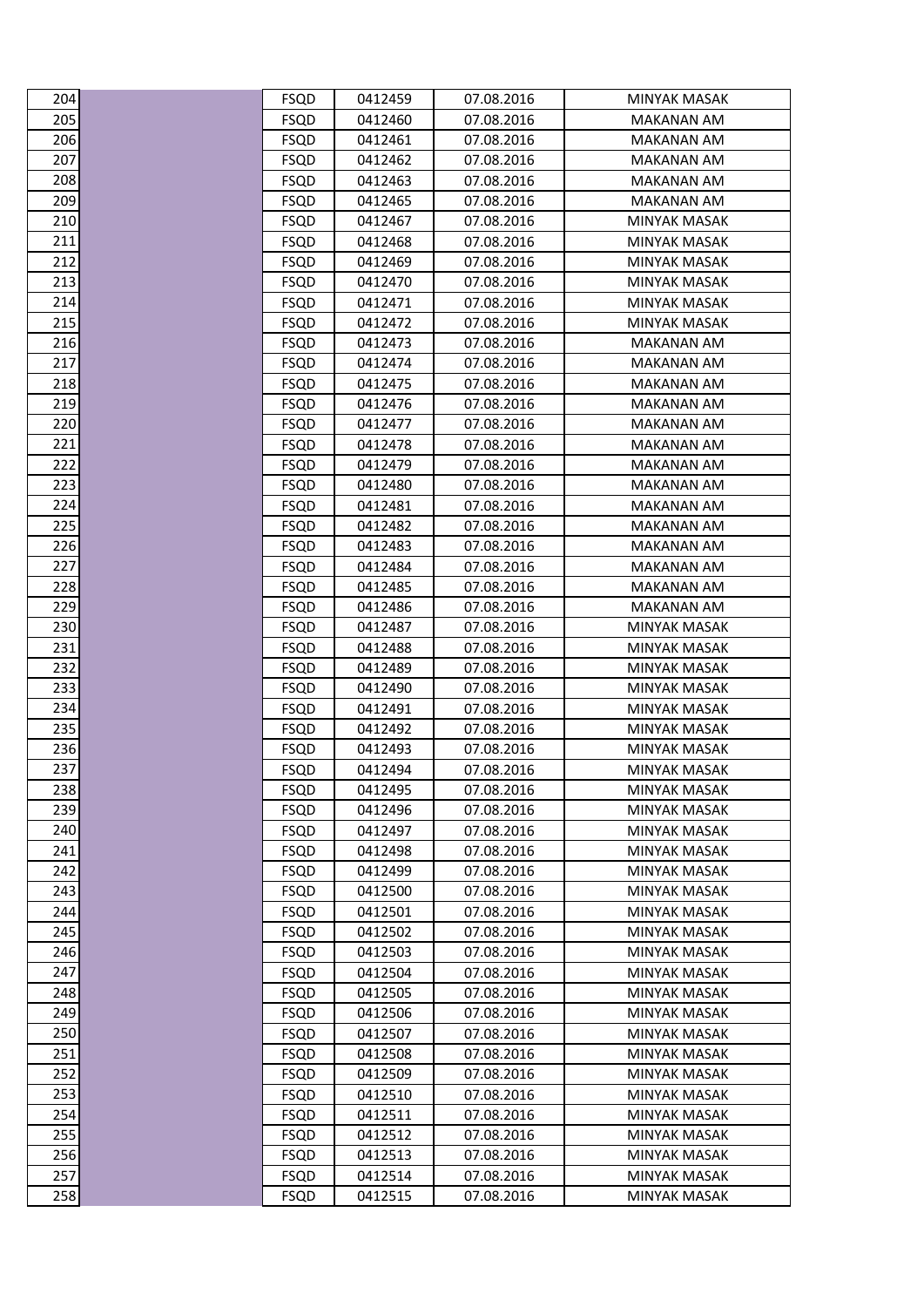| | | | | | |
|---|---|---|---|---|---|
| 204 | | FSQD | 0412459 | 07.08.2016 | MINYAK MASAK |
| 205 | | FSQD | 0412460 | 07.08.2016 | MAKANAN AM |
| 206 | | FSQD | 0412461 | 07.08.2016 | MAKANAN AM |
| 207 | | FSQD | 0412462 | 07.08.2016 | MAKANAN AM |
| 208 | | FSQD | 0412463 | 07.08.2016 | MAKANAN AM |
| 209 | | FSQD | 0412465 | 07.08.2016 | MAKANAN AM |
| 210 | | FSQD | 0412467 | 07.08.2016 | MINYAK MASAK |
| 211 | | FSQD | 0412468 | 07.08.2016 | MINYAK MASAK |
| 212 | | FSQD | 0412469 | 07.08.2016 | MINYAK MASAK |
| 213 | | FSQD | 0412470 | 07.08.2016 | MINYAK MASAK |
| 214 | | FSQD | 0412471 | 07.08.2016 | MINYAK MASAK |
| 215 | | FSQD | 0412472 | 07.08.2016 | MINYAK MASAK |
| 216 | | FSQD | 0412473 | 07.08.2016 | MAKANAN AM |
| 217 | | FSQD | 0412474 | 07.08.2016 | MAKANAN AM |
| 218 | | FSQD | 0412475 | 07.08.2016 | MAKANAN AM |
| 219 | | FSQD | 0412476 | 07.08.2016 | MAKANAN AM |
| 220 | | FSQD | 0412477 | 07.08.2016 | MAKANAN AM |
| 221 | | FSQD | 0412478 | 07.08.2016 | MAKANAN AM |
| 222 | | FSQD | 0412479 | 07.08.2016 | MAKANAN AM |
| 223 | | FSQD | 0412480 | 07.08.2016 | MAKANAN AM |
| 224 | | FSQD | 0412481 | 07.08.2016 | MAKANAN AM |
| 225 | | FSQD | 0412482 | 07.08.2016 | MAKANAN AM |
| 226 | | FSQD | 0412483 | 07.08.2016 | MAKANAN AM |
| 227 | | FSQD | 0412484 | 07.08.2016 | MAKANAN AM |
| 228 | | FSQD | 0412485 | 07.08.2016 | MAKANAN AM |
| 229 | | FSQD | 0412486 | 07.08.2016 | MAKANAN AM |
| 230 | | FSQD | 0412487 | 07.08.2016 | MINYAK MASAK |
| 231 | | FSQD | 0412488 | 07.08.2016 | MINYAK MASAK |
| 232 | | FSQD | 0412489 | 07.08.2016 | MINYAK MASAK |
| 233 | | FSQD | 0412490 | 07.08.2016 | MINYAK MASAK |
| 234 | | FSQD | 0412491 | 07.08.2016 | MINYAK MASAK |
| 235 | | FSQD | 0412492 | 07.08.2016 | MINYAK MASAK |
| 236 | | FSQD | 0412493 | 07.08.2016 | MINYAK MASAK |
| 237 | | FSQD | 0412494 | 07.08.2016 | MINYAK MASAK |
| 238 | | FSQD | 0412495 | 07.08.2016 | MINYAK MASAK |
| 239 | | FSQD | 0412496 | 07.08.2016 | MINYAK MASAK |
| 240 | | FSQD | 0412497 | 07.08.2016 | MINYAK MASAK |
| 241 | | FSQD | 0412498 | 07.08.2016 | MINYAK MASAK |
| 242 | | FSQD | 0412499 | 07.08.2016 | MINYAK MASAK |
| 243 | | FSQD | 0412500 | 07.08.2016 | MINYAK MASAK |
| 244 | | FSQD | 0412501 | 07.08.2016 | MINYAK MASAK |
| 245 | | FSQD | 0412502 | 07.08.2016 | MINYAK MASAK |
| 246 | | FSQD | 0412503 | 07.08.2016 | MINYAK MASAK |
| 247 | | FSQD | 0412504 | 07.08.2016 | MINYAK MASAK |
| 248 | | FSQD | 0412505 | 07.08.2016 | MINYAK MASAK |
| 249 | | FSQD | 0412506 | 07.08.2016 | MINYAK MASAK |
| 250 | | FSQD | 0412507 | 07.08.2016 | MINYAK MASAK |
| 251 | | FSQD | 0412508 | 07.08.2016 | MINYAK MASAK |
| 252 | | FSQD | 0412509 | 07.08.2016 | MINYAK MASAK |
| 253 | | FSQD | 0412510 | 07.08.2016 | MINYAK MASAK |
| 254 | | FSQD | 0412511 | 07.08.2016 | MINYAK MASAK |
| 255 | | FSQD | 0412512 | 07.08.2016 | MINYAK MASAK |
| 256 | | FSQD | 0412513 | 07.08.2016 | MINYAK MASAK |
| 257 | | FSQD | 0412514 | 07.08.2016 | MINYAK MASAK |
| 258 | | FSQD | 0412515 | 07.08.2016 | MINYAK MASAK |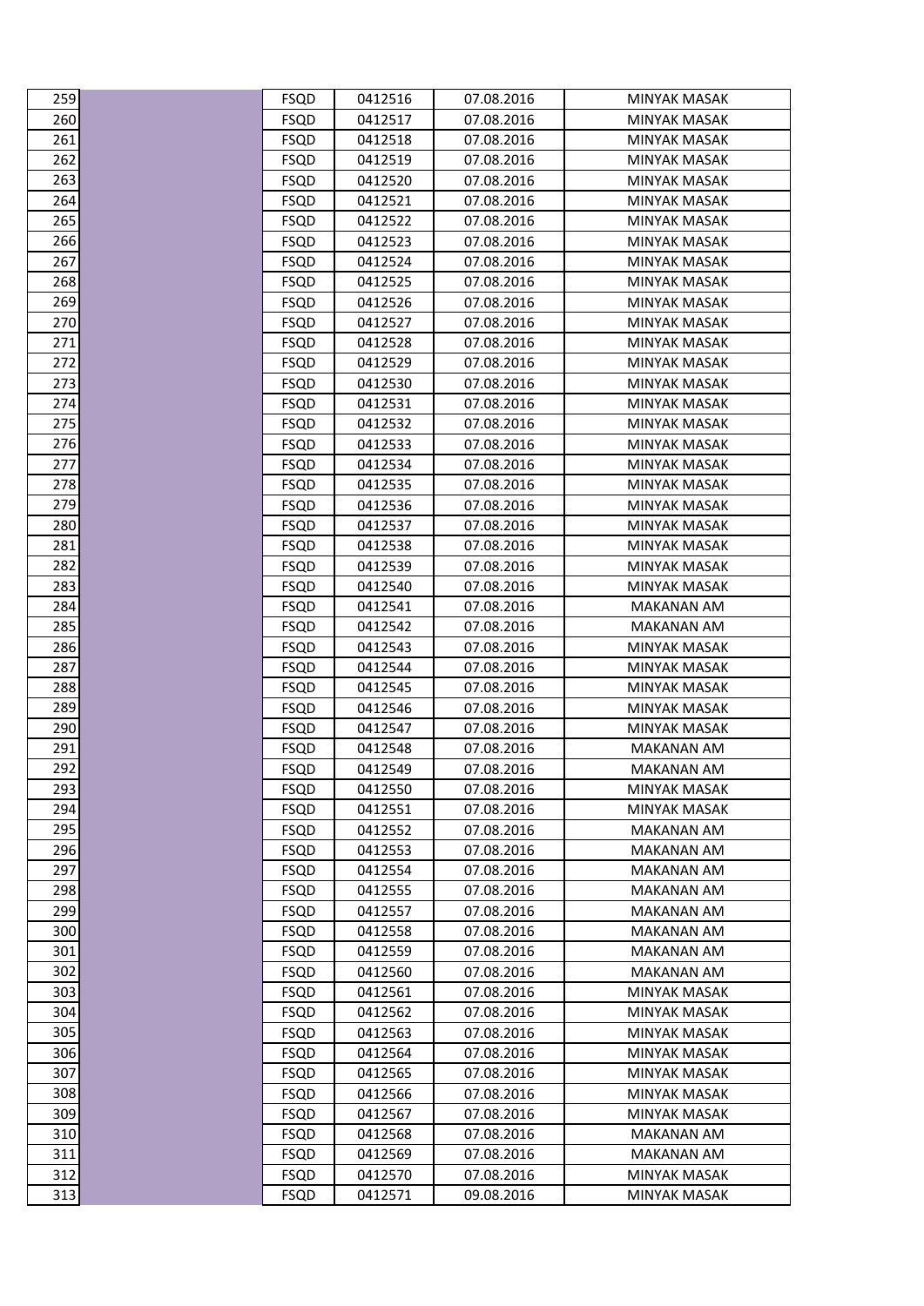| | | | | | |
|---|---|---|---|---|---|
| 259 | | FSQD | 0412516 | 07.08.2016 | MINYAK MASAK |
| 260 | | FSQD | 0412517 | 07.08.2016 | MINYAK MASAK |
| 261 | | FSQD | 0412518 | 07.08.2016 | MINYAK MASAK |
| 262 | | FSQD | 0412519 | 07.08.2016 | MINYAK MASAK |
| 263 | | FSQD | 0412520 | 07.08.2016 | MINYAK MASAK |
| 264 | | FSQD | 0412521 | 07.08.2016 | MINYAK MASAK |
| 265 | | FSQD | 0412522 | 07.08.2016 | MINYAK MASAK |
| 266 | | FSQD | 0412523 | 07.08.2016 | MINYAK MASAK |
| 267 | | FSQD | 0412524 | 07.08.2016 | MINYAK MASAK |
| 268 | | FSQD | 0412525 | 07.08.2016 | MINYAK MASAK |
| 269 | | FSQD | 0412526 | 07.08.2016 | MINYAK MASAK |
| 270 | | FSQD | 0412527 | 07.08.2016 | MINYAK MASAK |
| 271 | | FSQD | 0412528 | 07.08.2016 | MINYAK MASAK |
| 272 | | FSQD | 0412529 | 07.08.2016 | MINYAK MASAK |
| 273 | | FSQD | 0412530 | 07.08.2016 | MINYAK MASAK |
| 274 | | FSQD | 0412531 | 07.08.2016 | MINYAK MASAK |
| 275 | | FSQD | 0412532 | 07.08.2016 | MINYAK MASAK |
| 276 | | FSQD | 0412533 | 07.08.2016 | MINYAK MASAK |
| 277 | | FSQD | 0412534 | 07.08.2016 | MINYAK MASAK |
| 278 | | FSQD | 0412535 | 07.08.2016 | MINYAK MASAK |
| 279 | | FSQD | 0412536 | 07.08.2016 | MINYAK MASAK |
| 280 | | FSQD | 0412537 | 07.08.2016 | MINYAK MASAK |
| 281 | | FSQD | 0412538 | 07.08.2016 | MINYAK MASAK |
| 282 | | FSQD | 0412539 | 07.08.2016 | MINYAK MASAK |
| 283 | | FSQD | 0412540 | 07.08.2016 | MINYAK MASAK |
| 284 | | FSQD | 0412541 | 07.08.2016 | MAKANAN AM |
| 285 | | FSQD | 0412542 | 07.08.2016 | MAKANAN AM |
| 286 | | FSQD | 0412543 | 07.08.2016 | MINYAK MASAK |
| 287 | | FSQD | 0412544 | 07.08.2016 | MINYAK MASAK |
| 288 | | FSQD | 0412545 | 07.08.2016 | MINYAK MASAK |
| 289 | | FSQD | 0412546 | 07.08.2016 | MINYAK MASAK |
| 290 | | FSQD | 0412547 | 07.08.2016 | MINYAK MASAK |
| 291 | | FSQD | 0412548 | 07.08.2016 | MAKANAN AM |
| 292 | | FSQD | 0412549 | 07.08.2016 | MAKANAN AM |
| 293 | | FSQD | 0412550 | 07.08.2016 | MINYAK MASAK |
| 294 | | FSQD | 0412551 | 07.08.2016 | MINYAK MASAK |
| 295 | | FSQD | 0412552 | 07.08.2016 | MAKANAN AM |
| 296 | | FSQD | 0412553 | 07.08.2016 | MAKANAN AM |
| 297 | | FSQD | 0412554 | 07.08.2016 | MAKANAN AM |
| 298 | | FSQD | 0412555 | 07.08.2016 | MAKANAN AM |
| 299 | | FSQD | 0412557 | 07.08.2016 | MAKANAN AM |
| 300 | | FSQD | 0412558 | 07.08.2016 | MAKANAN AM |
| 301 | | FSQD | 0412559 | 07.08.2016 | MAKANAN AM |
| 302 | | FSQD | 0412560 | 07.08.2016 | MAKANAN AM |
| 303 | | FSQD | 0412561 | 07.08.2016 | MINYAK MASAK |
| 304 | | FSQD | 0412562 | 07.08.2016 | MINYAK MASAK |
| 305 | | FSQD | 0412563 | 07.08.2016 | MINYAK MASAK |
| 306 | | FSQD | 0412564 | 07.08.2016 | MINYAK MASAK |
| 307 | | FSQD | 0412565 | 07.08.2016 | MINYAK MASAK |
| 308 | | FSQD | 0412566 | 07.08.2016 | MINYAK MASAK |
| 309 | | FSQD | 0412567 | 07.08.2016 | MINYAK MASAK |
| 310 | | FSQD | 0412568 | 07.08.2016 | MAKANAN AM |
| 311 | | FSQD | 0412569 | 07.08.2016 | MAKANAN AM |
| 312 | | FSQD | 0412570 | 07.08.2016 | MINYAK MASAK |
| 313 | | FSQD | 0412571 | 09.08.2016 | MINYAK MASAK |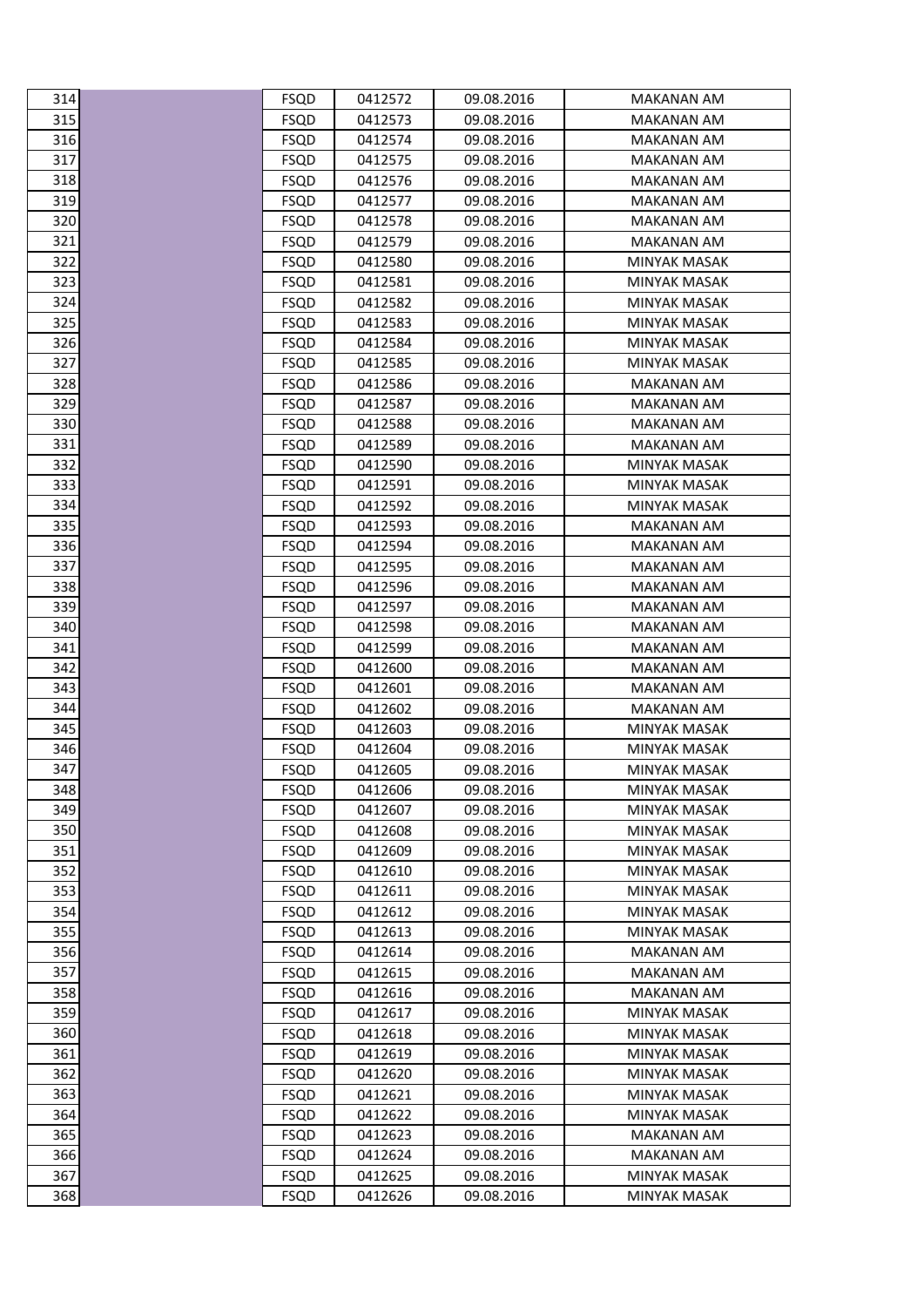| | | | | | |
|---|---|---|---|---|---|
| 314 | | FSQD | 0412572 | 09.08.2016 | MAKANAN AM |
| 315 | | FSQD | 0412573 | 09.08.2016 | MAKANAN AM |
| 316 | | FSQD | 0412574 | 09.08.2016 | MAKANAN AM |
| 317 | | FSQD | 0412575 | 09.08.2016 | MAKANAN AM |
| 318 | | FSQD | 0412576 | 09.08.2016 | MAKANAN AM |
| 319 | | FSQD | 0412577 | 09.08.2016 | MAKANAN AM |
| 320 | | FSQD | 0412578 | 09.08.2016 | MAKANAN AM |
| 321 | | FSQD | 0412579 | 09.08.2016 | MAKANAN AM |
| 322 | | FSQD | 0412580 | 09.08.2016 | MINYAK MASAK |
| 323 | | FSQD | 0412581 | 09.08.2016 | MINYAK MASAK |
| 324 | | FSQD | 0412582 | 09.08.2016 | MINYAK MASAK |
| 325 | | FSQD | 0412583 | 09.08.2016 | MINYAK MASAK |
| 326 | | FSQD | 0412584 | 09.08.2016 | MINYAK MASAK |
| 327 | | FSQD | 0412585 | 09.08.2016 | MINYAK MASAK |
| 328 | | FSQD | 0412586 | 09.08.2016 | MAKANAN AM |
| 329 | | FSQD | 0412587 | 09.08.2016 | MAKANAN AM |
| 330 | | FSQD | 0412588 | 09.08.2016 | MAKANAN AM |
| 331 | | FSQD | 0412589 | 09.08.2016 | MAKANAN AM |
| 332 | | FSQD | 0412590 | 09.08.2016 | MINYAK MASAK |
| 333 | | FSQD | 0412591 | 09.08.2016 | MINYAK MASAK |
| 334 | | FSQD | 0412592 | 09.08.2016 | MINYAK MASAK |
| 335 | | FSQD | 0412593 | 09.08.2016 | MAKANAN AM |
| 336 | | FSQD | 0412594 | 09.08.2016 | MAKANAN AM |
| 337 | | FSQD | 0412595 | 09.08.2016 | MAKANAN AM |
| 338 | | FSQD | 0412596 | 09.08.2016 | MAKANAN AM |
| 339 | | FSQD | 0412597 | 09.08.2016 | MAKANAN AM |
| 340 | | FSQD | 0412598 | 09.08.2016 | MAKANAN AM |
| 341 | | FSQD | 0412599 | 09.08.2016 | MAKANAN AM |
| 342 | | FSQD | 0412600 | 09.08.2016 | MAKANAN AM |
| 343 | | FSQD | 0412601 | 09.08.2016 | MAKANAN AM |
| 344 | | FSQD | 0412602 | 09.08.2016 | MAKANAN AM |
| 345 | | FSQD | 0412603 | 09.08.2016 | MINYAK MASAK |
| 346 | | FSQD | 0412604 | 09.08.2016 | MINYAK MASAK |
| 347 | | FSQD | 0412605 | 09.08.2016 | MINYAK MASAK |
| 348 | | FSQD | 0412606 | 09.08.2016 | MINYAK MASAK |
| 349 | | FSQD | 0412607 | 09.08.2016 | MINYAK MASAK |
| 350 | | FSQD | 0412608 | 09.08.2016 | MINYAK MASAK |
| 351 | | FSQD | 0412609 | 09.08.2016 | MINYAK MASAK |
| 352 | | FSQD | 0412610 | 09.08.2016 | MINYAK MASAK |
| 353 | | FSQD | 0412611 | 09.08.2016 | MINYAK MASAK |
| 354 | | FSQD | 0412612 | 09.08.2016 | MINYAK MASAK |
| 355 | | FSQD | 0412613 | 09.08.2016 | MINYAK MASAK |
| 356 | | FSQD | 0412614 | 09.08.2016 | MAKANAN AM |
| 357 | | FSQD | 0412615 | 09.08.2016 | MAKANAN AM |
| 358 | | FSQD | 0412616 | 09.08.2016 | MAKANAN AM |
| 359 | | FSQD | 0412617 | 09.08.2016 | MINYAK MASAK |
| 360 | | FSQD | 0412618 | 09.08.2016 | MINYAK MASAK |
| 361 | | FSQD | 0412619 | 09.08.2016 | MINYAK MASAK |
| 362 | | FSQD | 0412620 | 09.08.2016 | MINYAK MASAK |
| 363 | | FSQD | 0412621 | 09.08.2016 | MINYAK MASAK |
| 364 | | FSQD | 0412622 | 09.08.2016 | MINYAK MASAK |
| 365 | | FSQD | 0412623 | 09.08.2016 | MAKANAN AM |
| 366 | | FSQD | 0412624 | 09.08.2016 | MAKANAN AM |
| 367 | | FSQD | 0412625 | 09.08.2016 | MINYAK MASAK |
| 368 | | FSQD | 0412626 | 09.08.2016 | MINYAK MASAK |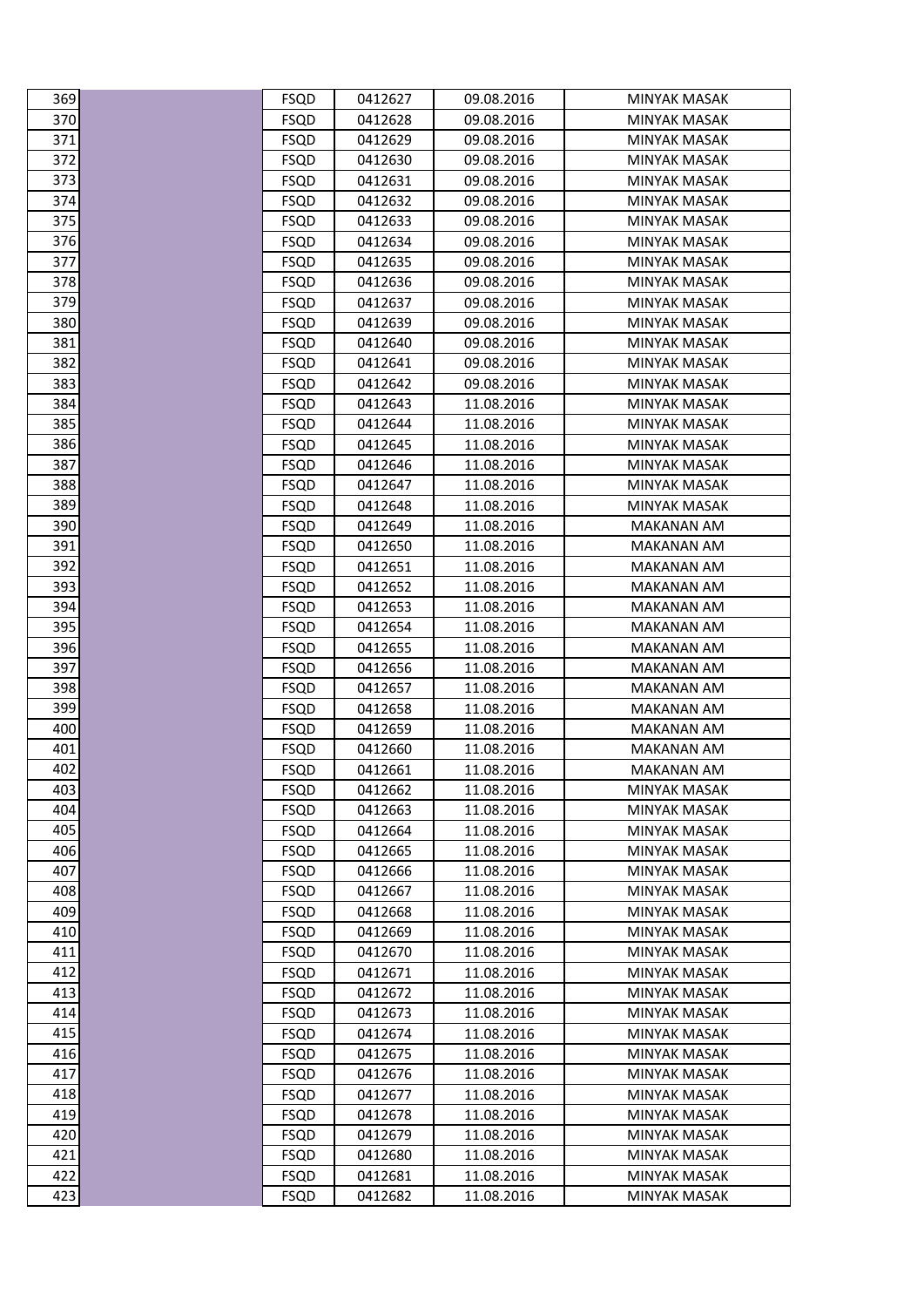| | | | | | |
|---|---|---|---|---|---|
| 369 | | FSQD | 0412627 | 09.08.2016 | MINYAK MASAK |
| 370 | | FSQD | 0412628 | 09.08.2016 | MINYAK MASAK |
| 371 | | FSQD | 0412629 | 09.08.2016 | MINYAK MASAK |
| 372 | | FSQD | 0412630 | 09.08.2016 | MINYAK MASAK |
| 373 | | FSQD | 0412631 | 09.08.2016 | MINYAK MASAK |
| 374 | | FSQD | 0412632 | 09.08.2016 | MINYAK MASAK |
| 375 | | FSQD | 0412633 | 09.08.2016 | MINYAK MASAK |
| 376 | | FSQD | 0412634 | 09.08.2016 | MINYAK MASAK |
| 377 | | FSQD | 0412635 | 09.08.2016 | MINYAK MASAK |
| 378 | | FSQD | 0412636 | 09.08.2016 | MINYAK MASAK |
| 379 | | FSQD | 0412637 | 09.08.2016 | MINYAK MASAK |
| 380 | | FSQD | 0412639 | 09.08.2016 | MINYAK MASAK |
| 381 | | FSQD | 0412640 | 09.08.2016 | MINYAK MASAK |
| 382 | | FSQD | 0412641 | 09.08.2016 | MINYAK MASAK |
| 383 | | FSQD | 0412642 | 09.08.2016 | MINYAK MASAK |
| 384 | | FSQD | 0412643 | 11.08.2016 | MINYAK MASAK |
| 385 | | FSQD | 0412644 | 11.08.2016 | MINYAK MASAK |
| 386 | | FSQD | 0412645 | 11.08.2016 | MINYAK MASAK |
| 387 | | FSQD | 0412646 | 11.08.2016 | MINYAK MASAK |
| 388 | | FSQD | 0412647 | 11.08.2016 | MINYAK MASAK |
| 389 | | FSQD | 0412648 | 11.08.2016 | MINYAK MASAK |
| 390 | | FSQD | 0412649 | 11.08.2016 | MAKANAN AM |
| 391 | | FSQD | 0412650 | 11.08.2016 | MAKANAN AM |
| 392 | | FSQD | 0412651 | 11.08.2016 | MAKANAN AM |
| 393 | | FSQD | 0412652 | 11.08.2016 | MAKANAN AM |
| 394 | | FSQD | 0412653 | 11.08.2016 | MAKANAN AM |
| 395 | | FSQD | 0412654 | 11.08.2016 | MAKANAN AM |
| 396 | | FSQD | 0412655 | 11.08.2016 | MAKANAN AM |
| 397 | | FSQD | 0412656 | 11.08.2016 | MAKANAN AM |
| 398 | | FSQD | 0412657 | 11.08.2016 | MAKANAN AM |
| 399 | | FSQD | 0412658 | 11.08.2016 | MAKANAN AM |
| 400 | | FSQD | 0412659 | 11.08.2016 | MAKANAN AM |
| 401 | | FSQD | 0412660 | 11.08.2016 | MAKANAN AM |
| 402 | | FSQD | 0412661 | 11.08.2016 | MAKANAN AM |
| 403 | | FSQD | 0412662 | 11.08.2016 | MINYAK MASAK |
| 404 | | FSQD | 0412663 | 11.08.2016 | MINYAK MASAK |
| 405 | | FSQD | 0412664 | 11.08.2016 | MINYAK MASAK |
| 406 | | FSQD | 0412665 | 11.08.2016 | MINYAK MASAK |
| 407 | | FSQD | 0412666 | 11.08.2016 | MINYAK MASAK |
| 408 | | FSQD | 0412667 | 11.08.2016 | MINYAK MASAK |
| 409 | | FSQD | 0412668 | 11.08.2016 | MINYAK MASAK |
| 410 | | FSQD | 0412669 | 11.08.2016 | MINYAK MASAK |
| 411 | | FSQD | 0412670 | 11.08.2016 | MINYAK MASAK |
| 412 | | FSQD | 0412671 | 11.08.2016 | MINYAK MASAK |
| 413 | | FSQD | 0412672 | 11.08.2016 | MINYAK MASAK |
| 414 | | FSQD | 0412673 | 11.08.2016 | MINYAK MASAK |
| 415 | | FSQD | 0412674 | 11.08.2016 | MINYAK MASAK |
| 416 | | FSQD | 0412675 | 11.08.2016 | MINYAK MASAK |
| 417 | | FSQD | 0412676 | 11.08.2016 | MINYAK MASAK |
| 418 | | FSQD | 0412677 | 11.08.2016 | MINYAK MASAK |
| 419 | | FSQD | 0412678 | 11.08.2016 | MINYAK MASAK |
| 420 | | FSQD | 0412679 | 11.08.2016 | MINYAK MASAK |
| 421 | | FSQD | 0412680 | 11.08.2016 | MINYAK MASAK |
| 422 | | FSQD | 0412681 | 11.08.2016 | MINYAK MASAK |
| 423 | | FSQD | 0412682 | 11.08.2016 | MINYAK MASAK |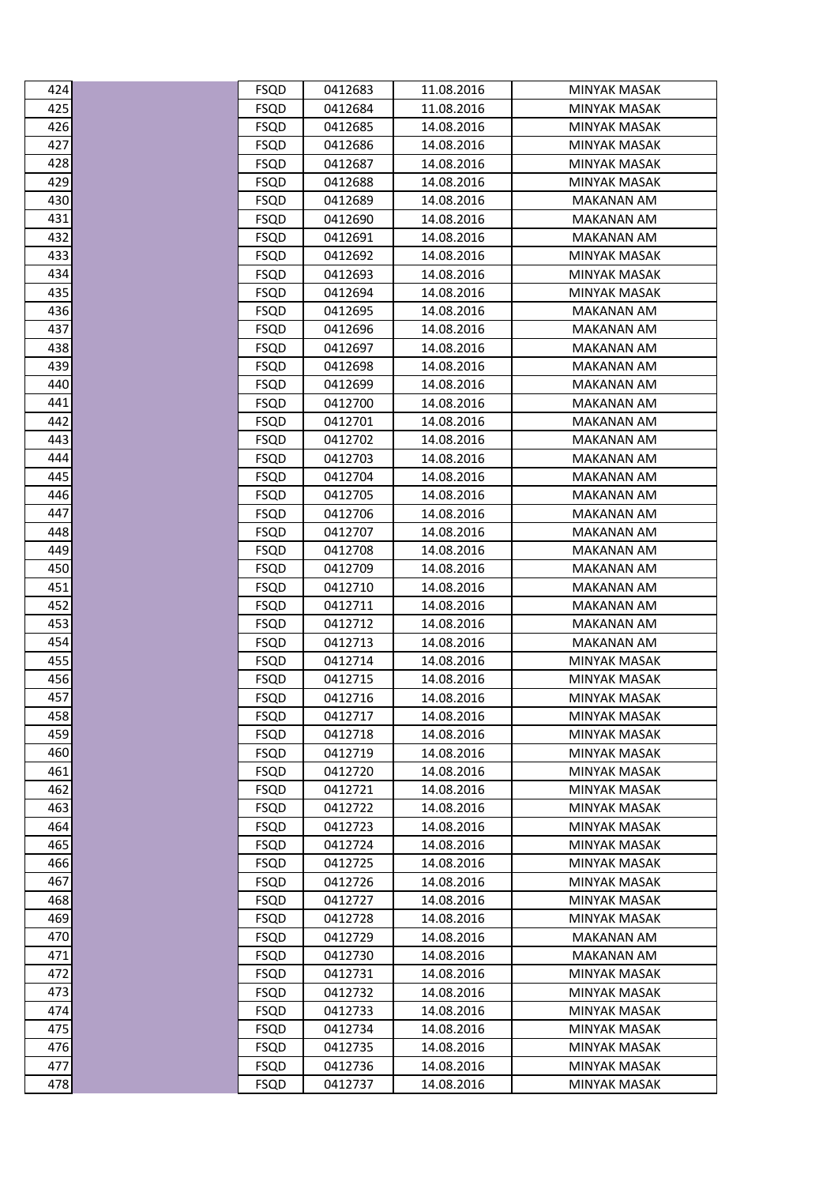| | | | | | |
|---|---|---|---|---|---|
| 424 | | FSQD | 0412683 | 11.08.2016 | MINYAK MASAK |
| 425 | | FSQD | 0412684 | 11.08.2016 | MINYAK MASAK |
| 426 | | FSQD | 0412685 | 14.08.2016 | MINYAK MASAK |
| 427 | | FSQD | 0412686 | 14.08.2016 | MINYAK MASAK |
| 428 | | FSQD | 0412687 | 14.08.2016 | MINYAK MASAK |
| 429 | | FSQD | 0412688 | 14.08.2016 | MINYAK MASAK |
| 430 | | FSQD | 0412689 | 14.08.2016 | MAKANAN AM |
| 431 | | FSQD | 0412690 | 14.08.2016 | MAKANAN AM |
| 432 | | FSQD | 0412691 | 14.08.2016 | MAKANAN AM |
| 433 | | FSQD | 0412692 | 14.08.2016 | MINYAK MASAK |
| 434 | | FSQD | 0412693 | 14.08.2016 | MINYAK MASAK |
| 435 | | FSQD | 0412694 | 14.08.2016 | MINYAK MASAK |
| 436 | | FSQD | 0412695 | 14.08.2016 | MAKANAN AM |
| 437 | | FSQD | 0412696 | 14.08.2016 | MAKANAN AM |
| 438 | | FSQD | 0412697 | 14.08.2016 | MAKANAN AM |
| 439 | | FSQD | 0412698 | 14.08.2016 | MAKANAN AM |
| 440 | | FSQD | 0412699 | 14.08.2016 | MAKANAN AM |
| 441 | | FSQD | 0412700 | 14.08.2016 | MAKANAN AM |
| 442 | | FSQD | 0412701 | 14.08.2016 | MAKANAN AM |
| 443 | | FSQD | 0412702 | 14.08.2016 | MAKANAN AM |
| 444 | | FSQD | 0412703 | 14.08.2016 | MAKANAN AM |
| 445 | | FSQD | 0412704 | 14.08.2016 | MAKANAN AM |
| 446 | | FSQD | 0412705 | 14.08.2016 | MAKANAN AM |
| 447 | | FSQD | 0412706 | 14.08.2016 | MAKANAN AM |
| 448 | | FSQD | 0412707 | 14.08.2016 | MAKANAN AM |
| 449 | | FSQD | 0412708 | 14.08.2016 | MAKANAN AM |
| 450 | | FSQD | 0412709 | 14.08.2016 | MAKANAN AM |
| 451 | | FSQD | 0412710 | 14.08.2016 | MAKANAN AM |
| 452 | | FSQD | 0412711 | 14.08.2016 | MAKANAN AM |
| 453 | | FSQD | 0412712 | 14.08.2016 | MAKANAN AM |
| 454 | | FSQD | 0412713 | 14.08.2016 | MAKANAN AM |
| 455 | | FSQD | 0412714 | 14.08.2016 | MINYAK MASAK |
| 456 | | FSQD | 0412715 | 14.08.2016 | MINYAK MASAK |
| 457 | | FSQD | 0412716 | 14.08.2016 | MINYAK MASAK |
| 458 | | FSQD | 0412717 | 14.08.2016 | MINYAK MASAK |
| 459 | | FSQD | 0412718 | 14.08.2016 | MINYAK MASAK |
| 460 | | FSQD | 0412719 | 14.08.2016 | MINYAK MASAK |
| 461 | | FSQD | 0412720 | 14.08.2016 | MINYAK MASAK |
| 462 | | FSQD | 0412721 | 14.08.2016 | MINYAK MASAK |
| 463 | | FSQD | 0412722 | 14.08.2016 | MINYAK MASAK |
| 464 | | FSQD | 0412723 | 14.08.2016 | MINYAK MASAK |
| 465 | | FSQD | 0412724 | 14.08.2016 | MINYAK MASAK |
| 466 | | FSQD | 0412725 | 14.08.2016 | MINYAK MASAK |
| 467 | | FSQD | 0412726 | 14.08.2016 | MINYAK MASAK |
| 468 | | FSQD | 0412727 | 14.08.2016 | MINYAK MASAK |
| 469 | | FSQD | 0412728 | 14.08.2016 | MINYAK MASAK |
| 470 | | FSQD | 0412729 | 14.08.2016 | MAKANAN AM |
| 471 | | FSQD | 0412730 | 14.08.2016 | MAKANAN AM |
| 472 | | FSQD | 0412731 | 14.08.2016 | MINYAK MASAK |
| 473 | | FSQD | 0412732 | 14.08.2016 | MINYAK MASAK |
| 474 | | FSQD | 0412733 | 14.08.2016 | MINYAK MASAK |
| 475 | | FSQD | 0412734 | 14.08.2016 | MINYAK MASAK |
| 476 | | FSQD | 0412735 | 14.08.2016 | MINYAK MASAK |
| 477 | | FSQD | 0412736 | 14.08.2016 | MINYAK MASAK |
| 478 | | FSQD | 0412737 | 14.08.2016 | MINYAK MASAK |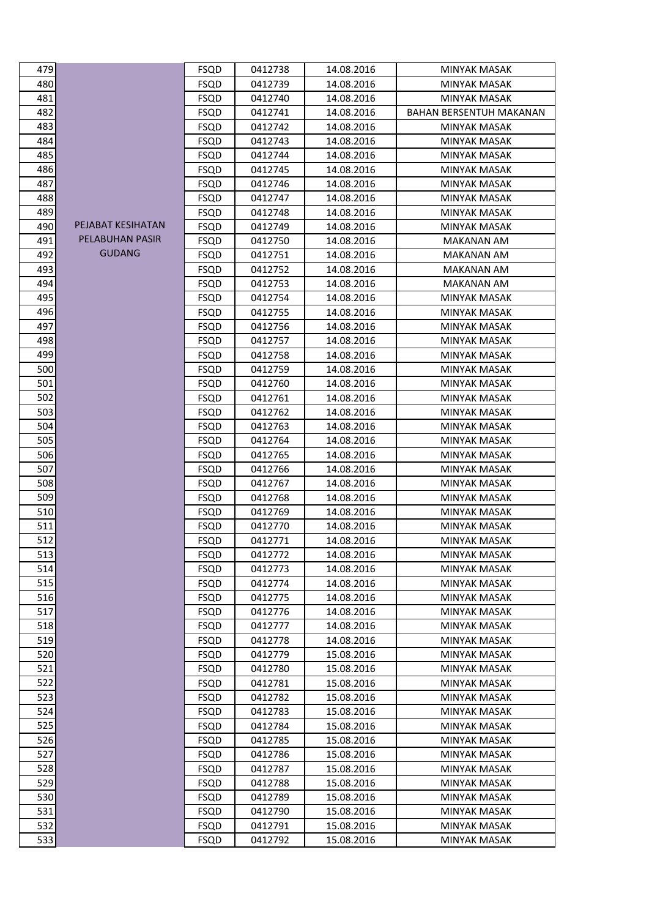| | | | | | |
|---|---|---|---|---|---|
| 479 | PEJABAT KESIHATAN PELABUHAN PASIR GUDANG | FSQD | 0412738 | 14.08.2016 | MINYAK MASAK |
| 480 | | FSQD | 0412739 | 14.08.2016 | MINYAK MASAK |
| 481 | | FSQD | 0412740 | 14.08.2016 | MINYAK MASAK |
| 482 | | FSQD | 0412741 | 14.08.2016 | BAHAN BERSENTUH MAKANAN |
| 483 | | FSQD | 0412742 | 14.08.2016 | MINYAK MASAK |
| 484 | | FSQD | 0412743 | 14.08.2016 | MINYAK MASAK |
| 485 | | FSQD | 0412744 | 14.08.2016 | MINYAK MASAK |
| 486 | | FSQD | 0412745 | 14.08.2016 | MINYAK MASAK |
| 487 | | FSQD | 0412746 | 14.08.2016 | MINYAK MASAK |
| 488 | | FSQD | 0412747 | 14.08.2016 | MINYAK MASAK |
| 489 | | FSQD | 0412748 | 14.08.2016 | MINYAK MASAK |
| 490 | | FSQD | 0412749 | 14.08.2016 | MINYAK MASAK |
| 491 | | FSQD | 0412750 | 14.08.2016 | MAKANAN AM |
| 492 | | FSQD | 0412751 | 14.08.2016 | MAKANAN AM |
| 493 | | FSQD | 0412752 | 14.08.2016 | MAKANAN AM |
| 494 | | FSQD | 0412753 | 14.08.2016 | MAKANAN AM |
| 495 | | FSQD | 0412754 | 14.08.2016 | MINYAK MASAK |
| 496 | | FSQD | 0412755 | 14.08.2016 | MINYAK MASAK |
| 497 | | FSQD | 0412756 | 14.08.2016 | MINYAK MASAK |
| 498 | | FSQD | 0412757 | 14.08.2016 | MINYAK MASAK |
| 499 | | FSQD | 0412758 | 14.08.2016 | MINYAK MASAK |
| 500 | | FSQD | 0412759 | 14.08.2016 | MINYAK MASAK |
| 501 | | FSQD | 0412760 | 14.08.2016 | MINYAK MASAK |
| 502 | | FSQD | 0412761 | 14.08.2016 | MINYAK MASAK |
| 503 | | FSQD | 0412762 | 14.08.2016 | MINYAK MASAK |
| 504 | | FSQD | 0412763 | 14.08.2016 | MINYAK MASAK |
| 505 | | FSQD | 0412764 | 14.08.2016 | MINYAK MASAK |
| 506 | | FSQD | 0412765 | 14.08.2016 | MINYAK MASAK |
| 507 | | FSQD | 0412766 | 14.08.2016 | MINYAK MASAK |
| 508 | | FSQD | 0412767 | 14.08.2016 | MINYAK MASAK |
| 509 | | FSQD | 0412768 | 14.08.2016 | MINYAK MASAK |
| 510 | | FSQD | 0412769 | 14.08.2016 | MINYAK MASAK |
| 511 | | FSQD | 0412770 | 14.08.2016 | MINYAK MASAK |
| 512 | | FSQD | 0412771 | 14.08.2016 | MINYAK MASAK |
| 513 | | FSQD | 0412772 | 14.08.2016 | MINYAK MASAK |
| 514 | | FSQD | 0412773 | 14.08.2016 | MINYAK MASAK |
| 515 | | FSQD | 0412774 | 14.08.2016 | MINYAK MASAK |
| 516 | | FSQD | 0412775 | 14.08.2016 | MINYAK MASAK |
| 517 | | FSQD | 0412776 | 14.08.2016 | MINYAK MASAK |
| 518 | | FSQD | 0412777 | 14.08.2016 | MINYAK MASAK |
| 519 | | FSQD | 0412778 | 14.08.2016 | MINYAK MASAK |
| 520 | | FSQD | 0412779 | 15.08.2016 | MINYAK MASAK |
| 521 | | FSQD | 0412780 | 15.08.2016 | MINYAK MASAK |
| 522 | | FSQD | 0412781 | 15.08.2016 | MINYAK MASAK |
| 523 | | FSQD | 0412782 | 15.08.2016 | MINYAK MASAK |
| 524 | | FSQD | 0412783 | 15.08.2016 | MINYAK MASAK |
| 525 | | FSQD | 0412784 | 15.08.2016 | MINYAK MASAK |
| 526 | | FSQD | 0412785 | 15.08.2016 | MINYAK MASAK |
| 527 | | FSQD | 0412786 | 15.08.2016 | MINYAK MASAK |
| 528 | | FSQD | 0412787 | 15.08.2016 | MINYAK MASAK |
| 529 | | FSQD | 0412788 | 15.08.2016 | MINYAK MASAK |
| 530 | | FSQD | 0412789 | 15.08.2016 | MINYAK MASAK |
| 531 | | FSQD | 0412790 | 15.08.2016 | MINYAK MASAK |
| 532 | | FSQD | 0412791 | 15.08.2016 | MINYAK MASAK |
| 533 | | FSQD | 0412792 | 15.08.2016 | MINYAK MASAK |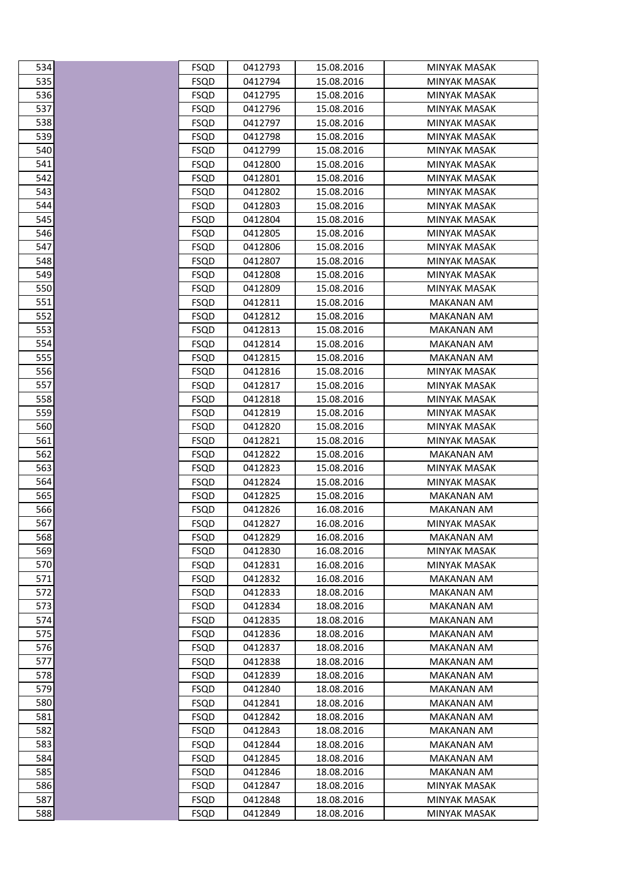| | | | | | |
|---|---|---|---|---|---|
| 534 | | FSQD | 0412793 | 15.08.2016 | MINYAK MASAK |
| 535 | | FSQD | 0412794 | 15.08.2016 | MINYAK MASAK |
| 536 | | FSQD | 0412795 | 15.08.2016 | MINYAK MASAK |
| 537 | | FSQD | 0412796 | 15.08.2016 | MINYAK MASAK |
| 538 | | FSQD | 0412797 | 15.08.2016 | MINYAK MASAK |
| 539 | | FSQD | 0412798 | 15.08.2016 | MINYAK MASAK |
| 540 | | FSQD | 0412799 | 15.08.2016 | MINYAK MASAK |
| 541 | | FSQD | 0412800 | 15.08.2016 | MINYAK MASAK |
| 542 | | FSQD | 0412801 | 15.08.2016 | MINYAK MASAK |
| 543 | | FSQD | 0412802 | 15.08.2016 | MINYAK MASAK |
| 544 | | FSQD | 0412803 | 15.08.2016 | MINYAK MASAK |
| 545 | | FSQD | 0412804 | 15.08.2016 | MINYAK MASAK |
| 546 | | FSQD | 0412805 | 15.08.2016 | MINYAK MASAK |
| 547 | | FSQD | 0412806 | 15.08.2016 | MINYAK MASAK |
| 548 | | FSQD | 0412807 | 15.08.2016 | MINYAK MASAK |
| 549 | | FSQD | 0412808 | 15.08.2016 | MINYAK MASAK |
| 550 | | FSQD | 0412809 | 15.08.2016 | MINYAK MASAK |
| 551 | | FSQD | 0412811 | 15.08.2016 | MAKANAN AM |
| 552 | | FSQD | 0412812 | 15.08.2016 | MAKANAN AM |
| 553 | | FSQD | 0412813 | 15.08.2016 | MAKANAN AM |
| 554 | | FSQD | 0412814 | 15.08.2016 | MAKANAN AM |
| 555 | | FSQD | 0412815 | 15.08.2016 | MAKANAN AM |
| 556 | | FSQD | 0412816 | 15.08.2016 | MINYAK MASAK |
| 557 | | FSQD | 0412817 | 15.08.2016 | MINYAK MASAK |
| 558 | | FSQD | 0412818 | 15.08.2016 | MINYAK MASAK |
| 559 | | FSQD | 0412819 | 15.08.2016 | MINYAK MASAK |
| 560 | | FSQD | 0412820 | 15.08.2016 | MINYAK MASAK |
| 561 | | FSQD | 0412821 | 15.08.2016 | MINYAK MASAK |
| 562 | | FSQD | 0412822 | 15.08.2016 | MAKANAN AM |
| 563 | | FSQD | 0412823 | 15.08.2016 | MINYAK MASAK |
| 564 | | FSQD | 0412824 | 15.08.2016 | MINYAK MASAK |
| 565 | | FSQD | 0412825 | 15.08.2016 | MAKANAN AM |
| 566 | | FSQD | 0412826 | 16.08.2016 | MAKANAN AM |
| 567 | | FSQD | 0412827 | 16.08.2016 | MINYAK MASAK |
| 568 | | FSQD | 0412829 | 16.08.2016 | MAKANAN AM |
| 569 | | FSQD | 0412830 | 16.08.2016 | MINYAK MASAK |
| 570 | | FSQD | 0412831 | 16.08.2016 | MINYAK MASAK |
| 571 | | FSQD | 0412832 | 16.08.2016 | MAKANAN AM |
| 572 | | FSQD | 0412833 | 18.08.2016 | MAKANAN AM |
| 573 | | FSQD | 0412834 | 18.08.2016 | MAKANAN AM |
| 574 | | FSQD | 0412835 | 18.08.2016 | MAKANAN AM |
| 575 | | FSQD | 0412836 | 18.08.2016 | MAKANAN AM |
| 576 | | FSQD | 0412837 | 18.08.2016 | MAKANAN AM |
| 577 | | FSQD | 0412838 | 18.08.2016 | MAKANAN AM |
| 578 | | FSQD | 0412839 | 18.08.2016 | MAKANAN AM |
| 579 | | FSQD | 0412840 | 18.08.2016 | MAKANAN AM |
| 580 | | FSQD | 0412841 | 18.08.2016 | MAKANAN AM |
| 581 | | FSQD | 0412842 | 18.08.2016 | MAKANAN AM |
| 582 | | FSQD | 0412843 | 18.08.2016 | MAKANAN AM |
| 583 | | FSQD | 0412844 | 18.08.2016 | MAKANAN AM |
| 584 | | FSQD | 0412845 | 18.08.2016 | MAKANAN AM |
| 585 | | FSQD | 0412846 | 18.08.2016 | MAKANAN AM |
| 586 | | FSQD | 0412847 | 18.08.2016 | MINYAK MASAK |
| 587 | | FSQD | 0412848 | 18.08.2016 | MINYAK MASAK |
| 588 | | FSQD | 0412849 | 18.08.2016 | MINYAK MASAK |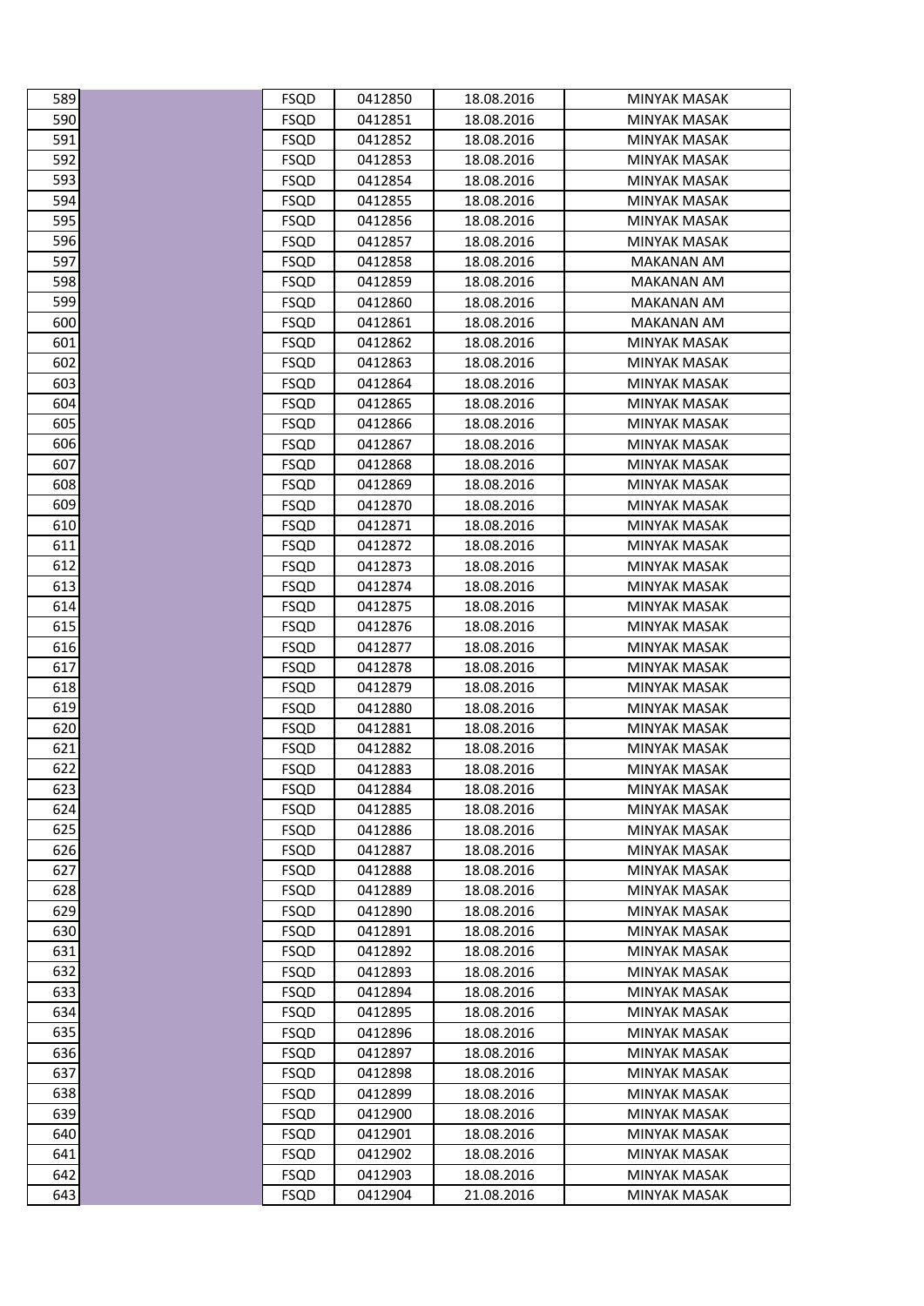| | | | | | |
|---|---|---|---|---|---|
| 589 | | FSQD | 0412850 | 18.08.2016 | MINYAK MASAK |
| 590 | | FSQD | 0412851 | 18.08.2016 | MINYAK MASAK |
| 591 | | FSQD | 0412852 | 18.08.2016 | MINYAK MASAK |
| 592 | | FSQD | 0412853 | 18.08.2016 | MINYAK MASAK |
| 593 | | FSQD | 0412854 | 18.08.2016 | MINYAK MASAK |
| 594 | | FSQD | 0412855 | 18.08.2016 | MINYAK MASAK |
| 595 | | FSQD | 0412856 | 18.08.2016 | MINYAK MASAK |
| 596 | | FSQD | 0412857 | 18.08.2016 | MINYAK MASAK |
| 597 | | FSQD | 0412858 | 18.08.2016 | MAKANAN AM |
| 598 | | FSQD | 0412859 | 18.08.2016 | MAKANAN AM |
| 599 | | FSQD | 0412860 | 18.08.2016 | MAKANAN AM |
| 600 | | FSQD | 0412861 | 18.08.2016 | MAKANAN AM |
| 601 | | FSQD | 0412862 | 18.08.2016 | MINYAK MASAK |
| 602 | | FSQD | 0412863 | 18.08.2016 | MINYAK MASAK |
| 603 | | FSQD | 0412864 | 18.08.2016 | MINYAK MASAK |
| 604 | | FSQD | 0412865 | 18.08.2016 | MINYAK MASAK |
| 605 | | FSQD | 0412866 | 18.08.2016 | MINYAK MASAK |
| 606 | | FSQD | 0412867 | 18.08.2016 | MINYAK MASAK |
| 607 | | FSQD | 0412868 | 18.08.2016 | MINYAK MASAK |
| 608 | | FSQD | 0412869 | 18.08.2016 | MINYAK MASAK |
| 609 | | FSQD | 0412870 | 18.08.2016 | MINYAK MASAK |
| 610 | | FSQD | 0412871 | 18.08.2016 | MINYAK MASAK |
| 611 | | FSQD | 0412872 | 18.08.2016 | MINYAK MASAK |
| 612 | | FSQD | 0412873 | 18.08.2016 | MINYAK MASAK |
| 613 | | FSQD | 0412874 | 18.08.2016 | MINYAK MASAK |
| 614 | | FSQD | 0412875 | 18.08.2016 | MINYAK MASAK |
| 615 | | FSQD | 0412876 | 18.08.2016 | MINYAK MASAK |
| 616 | | FSQD | 0412877 | 18.08.2016 | MINYAK MASAK |
| 617 | | FSQD | 0412878 | 18.08.2016 | MINYAK MASAK |
| 618 | | FSQD | 0412879 | 18.08.2016 | MINYAK MASAK |
| 619 | | FSQD | 0412880 | 18.08.2016 | MINYAK MASAK |
| 620 | | FSQD | 0412881 | 18.08.2016 | MINYAK MASAK |
| 621 | | FSQD | 0412882 | 18.08.2016 | MINYAK MASAK |
| 622 | | FSQD | 0412883 | 18.08.2016 | MINYAK MASAK |
| 623 | | FSQD | 0412884 | 18.08.2016 | MINYAK MASAK |
| 624 | | FSQD | 0412885 | 18.08.2016 | MINYAK MASAK |
| 625 | | FSQD | 0412886 | 18.08.2016 | MINYAK MASAK |
| 626 | | FSQD | 0412887 | 18.08.2016 | MINYAK MASAK |
| 627 | | FSQD | 0412888 | 18.08.2016 | MINYAK MASAK |
| 628 | | FSQD | 0412889 | 18.08.2016 | MINYAK MASAK |
| 629 | | FSQD | 0412890 | 18.08.2016 | MINYAK MASAK |
| 630 | | FSQD | 0412891 | 18.08.2016 | MINYAK MASAK |
| 631 | | FSQD | 0412892 | 18.08.2016 | MINYAK MASAK |
| 632 | | FSQD | 0412893 | 18.08.2016 | MINYAK MASAK |
| 633 | | FSQD | 0412894 | 18.08.2016 | MINYAK MASAK |
| 634 | | FSQD | 0412895 | 18.08.2016 | MINYAK MASAK |
| 635 | | FSQD | 0412896 | 18.08.2016 | MINYAK MASAK |
| 636 | | FSQD | 0412897 | 18.08.2016 | MINYAK MASAK |
| 637 | | FSQD | 0412898 | 18.08.2016 | MINYAK MASAK |
| 638 | | FSQD | 0412899 | 18.08.2016 | MINYAK MASAK |
| 639 | | FSQD | 0412900 | 18.08.2016 | MINYAK MASAK |
| 640 | | FSQD | 0412901 | 18.08.2016 | MINYAK MASAK |
| 641 | | FSQD | 0412902 | 18.08.2016 | MINYAK MASAK |
| 642 | | FSQD | 0412903 | 18.08.2016 | MINYAK MASAK |
| 643 | | FSQD | 0412904 | 21.08.2016 | MINYAK MASAK |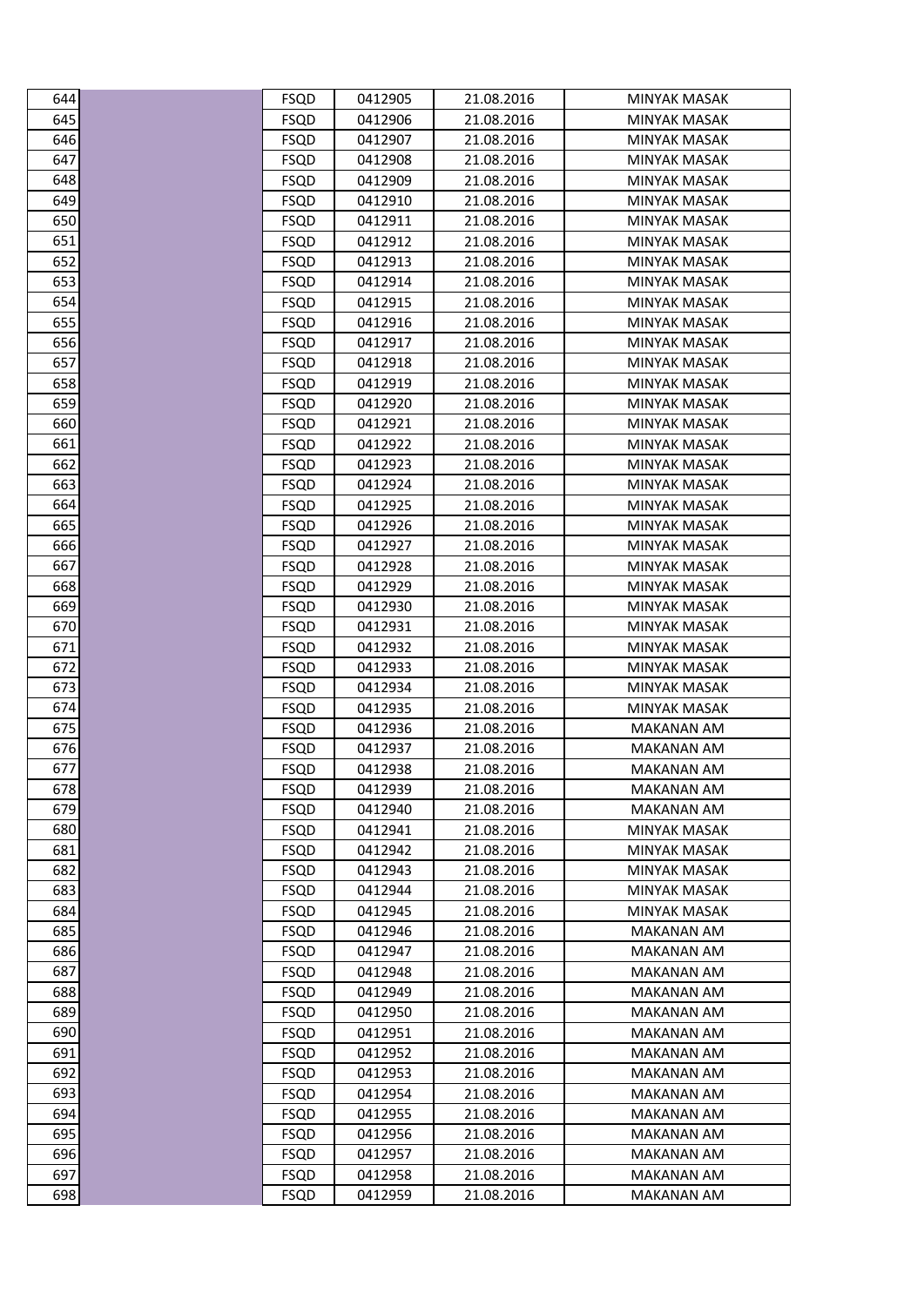| | | | | | |
|---|---|---|---|---|---|
| 644 | | FSQD | 0412905 | 21.08.2016 | MINYAK MASAK |
| 645 | | FSQD | 0412906 | 21.08.2016 | MINYAK MASAK |
| 646 | | FSQD | 0412907 | 21.08.2016 | MINYAK MASAK |
| 647 | | FSQD | 0412908 | 21.08.2016 | MINYAK MASAK |
| 648 | | FSQD | 0412909 | 21.08.2016 | MINYAK MASAK |
| 649 | | FSQD | 0412910 | 21.08.2016 | MINYAK MASAK |
| 650 | | FSQD | 0412911 | 21.08.2016 | MINYAK MASAK |
| 651 | | FSQD | 0412912 | 21.08.2016 | MINYAK MASAK |
| 652 | | FSQD | 0412913 | 21.08.2016 | MINYAK MASAK |
| 653 | | FSQD | 0412914 | 21.08.2016 | MINYAK MASAK |
| 654 | | FSQD | 0412915 | 21.08.2016 | MINYAK MASAK |
| 655 | | FSQD | 0412916 | 21.08.2016 | MINYAK MASAK |
| 656 | | FSQD | 0412917 | 21.08.2016 | MINYAK MASAK |
| 657 | | FSQD | 0412918 | 21.08.2016 | MINYAK MASAK |
| 658 | | FSQD | 0412919 | 21.08.2016 | MINYAK MASAK |
| 659 | | FSQD | 0412920 | 21.08.2016 | MINYAK MASAK |
| 660 | | FSQD | 0412921 | 21.08.2016 | MINYAK MASAK |
| 661 | | FSQD | 0412922 | 21.08.2016 | MINYAK MASAK |
| 662 | | FSQD | 0412923 | 21.08.2016 | MINYAK MASAK |
| 663 | | FSQD | 0412924 | 21.08.2016 | MINYAK MASAK |
| 664 | | FSQD | 0412925 | 21.08.2016 | MINYAK MASAK |
| 665 | | FSQD | 0412926 | 21.08.2016 | MINYAK MASAK |
| 666 | | FSQD | 0412927 | 21.08.2016 | MINYAK MASAK |
| 667 | | FSQD | 0412928 | 21.08.2016 | MINYAK MASAK |
| 668 | | FSQD | 0412929 | 21.08.2016 | MINYAK MASAK |
| 669 | | FSQD | 0412930 | 21.08.2016 | MINYAK MASAK |
| 670 | | FSQD | 0412931 | 21.08.2016 | MINYAK MASAK |
| 671 | | FSQD | 0412932 | 21.08.2016 | MINYAK MASAK |
| 672 | | FSQD | 0412933 | 21.08.2016 | MINYAK MASAK |
| 673 | | FSQD | 0412934 | 21.08.2016 | MINYAK MASAK |
| 674 | | FSQD | 0412935 | 21.08.2016 | MINYAK MASAK |
| 675 | | FSQD | 0412936 | 21.08.2016 | MAKANAN AM |
| 676 | | FSQD | 0412937 | 21.08.2016 | MAKANAN AM |
| 677 | | FSQD | 0412938 | 21.08.2016 | MAKANAN AM |
| 678 | | FSQD | 0412939 | 21.08.2016 | MAKANAN AM |
| 679 | | FSQD | 0412940 | 21.08.2016 | MAKANAN AM |
| 680 | | FSQD | 0412941 | 21.08.2016 | MINYAK MASAK |
| 681 | | FSQD | 0412942 | 21.08.2016 | MINYAK MASAK |
| 682 | | FSQD | 0412943 | 21.08.2016 | MINYAK MASAK |
| 683 | | FSQD | 0412944 | 21.08.2016 | MINYAK MASAK |
| 684 | | FSQD | 0412945 | 21.08.2016 | MINYAK MASAK |
| 685 | | FSQD | 0412946 | 21.08.2016 | MAKANAN AM |
| 686 | | FSQD | 0412947 | 21.08.2016 | MAKANAN AM |
| 687 | | FSQD | 0412948 | 21.08.2016 | MAKANAN AM |
| 688 | | FSQD | 0412949 | 21.08.2016 | MAKANAN AM |
| 689 | | FSQD | 0412950 | 21.08.2016 | MAKANAN AM |
| 690 | | FSQD | 0412951 | 21.08.2016 | MAKANAN AM |
| 691 | | FSQD | 0412952 | 21.08.2016 | MAKANAN AM |
| 692 | | FSQD | 0412953 | 21.08.2016 | MAKANAN AM |
| 693 | | FSQD | 0412954 | 21.08.2016 | MAKANAN AM |
| 694 | | FSQD | 0412955 | 21.08.2016 | MAKANAN AM |
| 695 | | FSQD | 0412956 | 21.08.2016 | MAKANAN AM |
| 696 | | FSQD | 0412957 | 21.08.2016 | MAKANAN AM |
| 697 | | FSQD | 0412958 | 21.08.2016 | MAKANAN AM |
| 698 | | FSQD | 0412959 | 21.08.2016 | MAKANAN AM |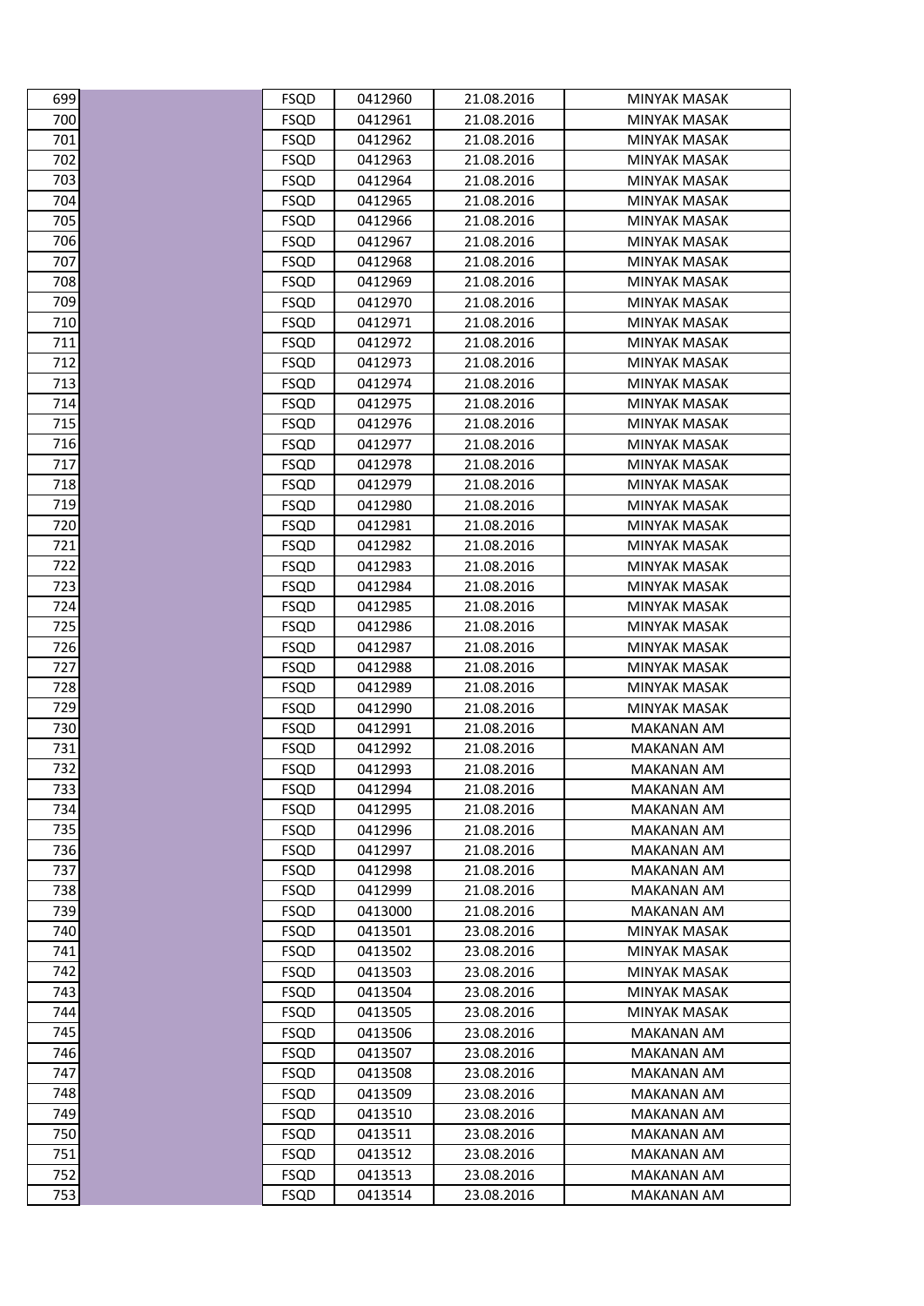| | | | | | |
|---|---|---|---|---|---|
| 699 | | FSQD | 0412960 | 21.08.2016 | MINYAK MASAK |
| 700 | | FSQD | 0412961 | 21.08.2016 | MINYAK MASAK |
| 701 | | FSQD | 0412962 | 21.08.2016 | MINYAK MASAK |
| 702 | | FSQD | 0412963 | 21.08.2016 | MINYAK MASAK |
| 703 | | FSQD | 0412964 | 21.08.2016 | MINYAK MASAK |
| 704 | | FSQD | 0412965 | 21.08.2016 | MINYAK MASAK |
| 705 | | FSQD | 0412966 | 21.08.2016 | MINYAK MASAK |
| 706 | | FSQD | 0412967 | 21.08.2016 | MINYAK MASAK |
| 707 | | FSQD | 0412968 | 21.08.2016 | MINYAK MASAK |
| 708 | | FSQD | 0412969 | 21.08.2016 | MINYAK MASAK |
| 709 | | FSQD | 0412970 | 21.08.2016 | MINYAK MASAK |
| 710 | | FSQD | 0412971 | 21.08.2016 | MINYAK MASAK |
| 711 | | FSQD | 0412972 | 21.08.2016 | MINYAK MASAK |
| 712 | | FSQD | 0412973 | 21.08.2016 | MINYAK MASAK |
| 713 | | FSQD | 0412974 | 21.08.2016 | MINYAK MASAK |
| 714 | | FSQD | 0412975 | 21.08.2016 | MINYAK MASAK |
| 715 | | FSQD | 0412976 | 21.08.2016 | MINYAK MASAK |
| 716 | | FSQD | 0412977 | 21.08.2016 | MINYAK MASAK |
| 717 | | FSQD | 0412978 | 21.08.2016 | MINYAK MASAK |
| 718 | | FSQD | 0412979 | 21.08.2016 | MINYAK MASAK |
| 719 | | FSQD | 0412980 | 21.08.2016 | MINYAK MASAK |
| 720 | | FSQD | 0412981 | 21.08.2016 | MINYAK MASAK |
| 721 | | FSQD | 0412982 | 21.08.2016 | MINYAK MASAK |
| 722 | | FSQD | 0412983 | 21.08.2016 | MINYAK MASAK |
| 723 | | FSQD | 0412984 | 21.08.2016 | MINYAK MASAK |
| 724 | | FSQD | 0412985 | 21.08.2016 | MINYAK MASAK |
| 725 | | FSQD | 0412986 | 21.08.2016 | MINYAK MASAK |
| 726 | | FSQD | 0412987 | 21.08.2016 | MINYAK MASAK |
| 727 | | FSQD | 0412988 | 21.08.2016 | MINYAK MASAK |
| 728 | | FSQD | 0412989 | 21.08.2016 | MINYAK MASAK |
| 729 | | FSQD | 0412990 | 21.08.2016 | MINYAK MASAK |
| 730 | | FSQD | 0412991 | 21.08.2016 | MAKANAN AM |
| 731 | | FSQD | 0412992 | 21.08.2016 | MAKANAN AM |
| 732 | | FSQD | 0412993 | 21.08.2016 | MAKANAN AM |
| 733 | | FSQD | 0412994 | 21.08.2016 | MAKANAN AM |
| 734 | | FSQD | 0412995 | 21.08.2016 | MAKANAN AM |
| 735 | | FSQD | 0412996 | 21.08.2016 | MAKANAN AM |
| 736 | | FSQD | 0412997 | 21.08.2016 | MAKANAN AM |
| 737 | | FSQD | 0412998 | 21.08.2016 | MAKANAN AM |
| 738 | | FSQD | 0412999 | 21.08.2016 | MAKANAN AM |
| 739 | | FSQD | 0413000 | 21.08.2016 | MAKANAN AM |
| 740 | | FSQD | 0413501 | 23.08.2016 | MINYAK MASAK |
| 741 | | FSQD | 0413502 | 23.08.2016 | MINYAK MASAK |
| 742 | | FSQD | 0413503 | 23.08.2016 | MINYAK MASAK |
| 743 | | FSQD | 0413504 | 23.08.2016 | MINYAK MASAK |
| 744 | | FSQD | 0413505 | 23.08.2016 | MINYAK MASAK |
| 745 | | FSQD | 0413506 | 23.08.2016 | MAKANAN AM |
| 746 | | FSQD | 0413507 | 23.08.2016 | MAKANAN AM |
| 747 | | FSQD | 0413508 | 23.08.2016 | MAKANAN AM |
| 748 | | FSQD | 0413509 | 23.08.2016 | MAKANAN AM |
| 749 | | FSQD | 0413510 | 23.08.2016 | MAKANAN AM |
| 750 | | FSQD | 0413511 | 23.08.2016 | MAKANAN AM |
| 751 | | FSQD | 0413512 | 23.08.2016 | MAKANAN AM |
| 752 | | FSQD | 0413513 | 23.08.2016 | MAKANAN AM |
| 753 | | FSQD | 0413514 | 23.08.2016 | MAKANAN AM |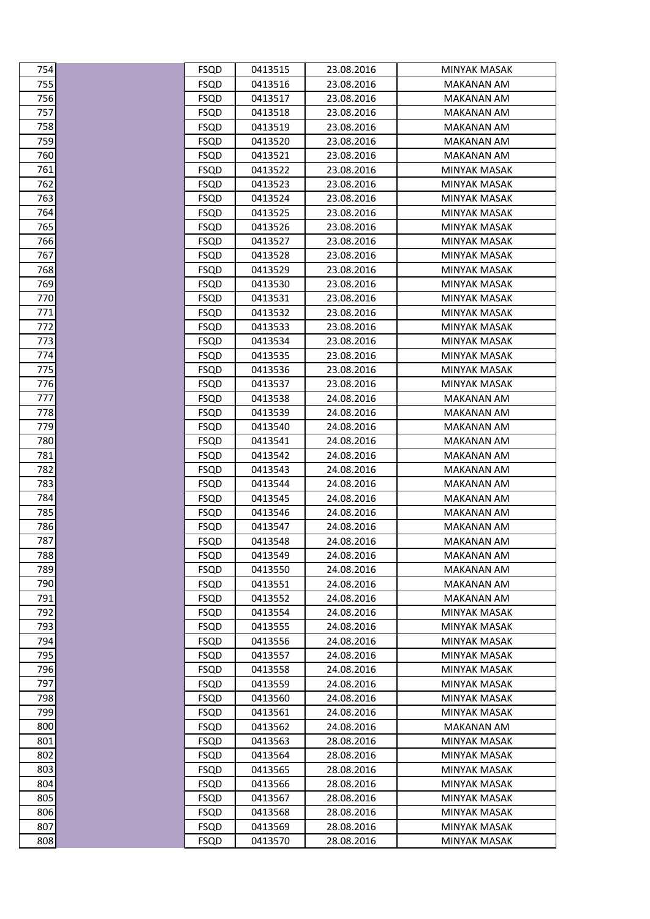| | | | | | |
|---|---|---|---|---|---|
| 754 | | FSQD | 0413515 | 23.08.2016 | MINYAK MASAK |
| 755 | | FSQD | 0413516 | 23.08.2016 | MAKANAN AM |
| 756 | | FSQD | 0413517 | 23.08.2016 | MAKANAN AM |
| 757 | | FSQD | 0413518 | 23.08.2016 | MAKANAN AM |
| 758 | | FSQD | 0413519 | 23.08.2016 | MAKANAN AM |
| 759 | | FSQD | 0413520 | 23.08.2016 | MAKANAN AM |
| 760 | | FSQD | 0413521 | 23.08.2016 | MAKANAN AM |
| 761 | | FSQD | 0413522 | 23.08.2016 | MINYAK MASAK |
| 762 | | FSQD | 0413523 | 23.08.2016 | MINYAK MASAK |
| 763 | | FSQD | 0413524 | 23.08.2016 | MINYAK MASAK |
| 764 | | FSQD | 0413525 | 23.08.2016 | MINYAK MASAK |
| 765 | | FSQD | 0413526 | 23.08.2016 | MINYAK MASAK |
| 766 | | FSQD | 0413527 | 23.08.2016 | MINYAK MASAK |
| 767 | | FSQD | 0413528 | 23.08.2016 | MINYAK MASAK |
| 768 | | FSQD | 0413529 | 23.08.2016 | MINYAK MASAK |
| 769 | | FSQD | 0413530 | 23.08.2016 | MINYAK MASAK |
| 770 | | FSQD | 0413531 | 23.08.2016 | MINYAK MASAK |
| 771 | | FSQD | 0413532 | 23.08.2016 | MINYAK MASAK |
| 772 | | FSQD | 0413533 | 23.08.2016 | MINYAK MASAK |
| 773 | | FSQD | 0413534 | 23.08.2016 | MINYAK MASAK |
| 774 | | FSQD | 0413535 | 23.08.2016 | MINYAK MASAK |
| 775 | | FSQD | 0413536 | 23.08.2016 | MINYAK MASAK |
| 776 | | FSQD | 0413537 | 23.08.2016 | MINYAK MASAK |
| 777 | | FSQD | 0413538 | 24.08.2016 | MAKANAN AM |
| 778 | | FSQD | 0413539 | 24.08.2016 | MAKANAN AM |
| 779 | | FSQD | 0413540 | 24.08.2016 | MAKANAN AM |
| 780 | | FSQD | 0413541 | 24.08.2016 | MAKANAN AM |
| 781 | | FSQD | 0413542 | 24.08.2016 | MAKANAN AM |
| 782 | | FSQD | 0413543 | 24.08.2016 | MAKANAN AM |
| 783 | | FSQD | 0413544 | 24.08.2016 | MAKANAN AM |
| 784 | | FSQD | 0413545 | 24.08.2016 | MAKANAN AM |
| 785 | | FSQD | 0413546 | 24.08.2016 | MAKANAN AM |
| 786 | | FSQD | 0413547 | 24.08.2016 | MAKANAN AM |
| 787 | | FSQD | 0413548 | 24.08.2016 | MAKANAN AM |
| 788 | | FSQD | 0413549 | 24.08.2016 | MAKANAN AM |
| 789 | | FSQD | 0413550 | 24.08.2016 | MAKANAN AM |
| 790 | | FSQD | 0413551 | 24.08.2016 | MAKANAN AM |
| 791 | | FSQD | 0413552 | 24.08.2016 | MAKANAN AM |
| 792 | | FSQD | 0413554 | 24.08.2016 | MINYAK MASAK |
| 793 | | FSQD | 0413555 | 24.08.2016 | MINYAK MASAK |
| 794 | | FSQD | 0413556 | 24.08.2016 | MINYAK MASAK |
| 795 | | FSQD | 0413557 | 24.08.2016 | MINYAK MASAK |
| 796 | | FSQD | 0413558 | 24.08.2016 | MINYAK MASAK |
| 797 | | FSQD | 0413559 | 24.08.2016 | MINYAK MASAK |
| 798 | | FSQD | 0413560 | 24.08.2016 | MINYAK MASAK |
| 799 | | FSQD | 0413561 | 24.08.2016 | MINYAK MASAK |
| 800 | | FSQD | 0413562 | 24.08.2016 | MAKANAN AM |
| 801 | | FSQD | 0413563 | 28.08.2016 | MINYAK MASAK |
| 802 | | FSQD | 0413564 | 28.08.2016 | MINYAK MASAK |
| 803 | | FSQD | 0413565 | 28.08.2016 | MINYAK MASAK |
| 804 | | FSQD | 0413566 | 28.08.2016 | MINYAK MASAK |
| 805 | | FSQD | 0413567 | 28.08.2016 | MINYAK MASAK |
| 806 | | FSQD | 0413568 | 28.08.2016 | MINYAK MASAK |
| 807 | | FSQD | 0413569 | 28.08.2016 | MINYAK MASAK |
| 808 | | FSQD | 0413570 | 28.08.2016 | MINYAK MASAK |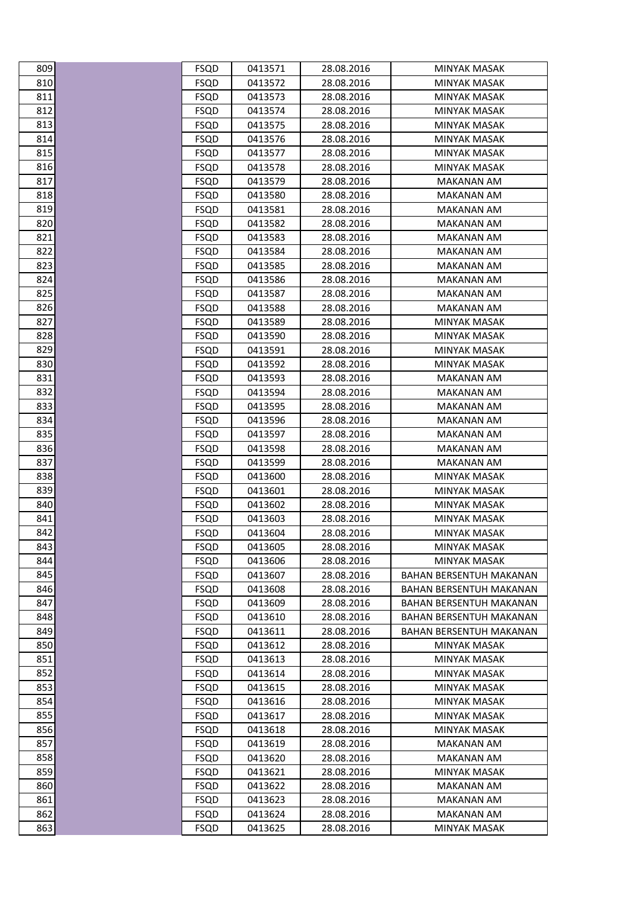| | | | | | |
|---|---|---|---|---|---|
| 809 | | FSQD | 0413571 | 28.08.2016 | MINYAK MASAK |
| 810 | | FSQD | 0413572 | 28.08.2016 | MINYAK MASAK |
| 811 | | FSQD | 0413573 | 28.08.2016 | MINYAK MASAK |
| 812 | | FSQD | 0413574 | 28.08.2016 | MINYAK MASAK |
| 813 | | FSQD | 0413575 | 28.08.2016 | MINYAK MASAK |
| 814 | | FSQD | 0413576 | 28.08.2016 | MINYAK MASAK |
| 815 | | FSQD | 0413577 | 28.08.2016 | MINYAK MASAK |
| 816 | | FSQD | 0413578 | 28.08.2016 | MINYAK MASAK |
| 817 | | FSQD | 0413579 | 28.08.2016 | MAKANAN AM |
| 818 | | FSQD | 0413580 | 28.08.2016 | MAKANAN AM |
| 819 | | FSQD | 0413581 | 28.08.2016 | MAKANAN AM |
| 820 | | FSQD | 0413582 | 28.08.2016 | MAKANAN AM |
| 821 | | FSQD | 0413583 | 28.08.2016 | MAKANAN AM |
| 822 | | FSQD | 0413584 | 28.08.2016 | MAKANAN AM |
| 823 | | FSQD | 0413585 | 28.08.2016 | MAKANAN AM |
| 824 | | FSQD | 0413586 | 28.08.2016 | MAKANAN AM |
| 825 | | FSQD | 0413587 | 28.08.2016 | MAKANAN AM |
| 826 | | FSQD | 0413588 | 28.08.2016 | MAKANAN AM |
| 827 | | FSQD | 0413589 | 28.08.2016 | MINYAK MASAK |
| 828 | | FSQD | 0413590 | 28.08.2016 | MINYAK MASAK |
| 829 | | FSQD | 0413591 | 28.08.2016 | MINYAK MASAK |
| 830 | | FSQD | 0413592 | 28.08.2016 | MINYAK MASAK |
| 831 | | FSQD | 0413593 | 28.08.2016 | MAKANAN AM |
| 832 | | FSQD | 0413594 | 28.08.2016 | MAKANAN AM |
| 833 | | FSQD | 0413595 | 28.08.2016 | MAKANAN AM |
| 834 | | FSQD | 0413596 | 28.08.2016 | MAKANAN AM |
| 835 | | FSQD | 0413597 | 28.08.2016 | MAKANAN AM |
| 836 | | FSQD | 0413598 | 28.08.2016 | MAKANAN AM |
| 837 | | FSQD | 0413599 | 28.08.2016 | MAKANAN AM |
| 838 | | FSQD | 0413600 | 28.08.2016 | MINYAK MASAK |
| 839 | | FSQD | 0413601 | 28.08.2016 | MINYAK MASAK |
| 840 | | FSQD | 0413602 | 28.08.2016 | MINYAK MASAK |
| 841 | | FSQD | 0413603 | 28.08.2016 | MINYAK MASAK |
| 842 | | FSQD | 0413604 | 28.08.2016 | MINYAK MASAK |
| 843 | | FSQD | 0413605 | 28.08.2016 | MINYAK MASAK |
| 844 | | FSQD | 0413606 | 28.08.2016 | MINYAK MASAK |
| 845 | | FSQD | 0413607 | 28.08.2016 | BAHAN BERSENTUH MAKANAN |
| 846 | | FSQD | 0413608 | 28.08.2016 | BAHAN BERSENTUH MAKANAN |
| 847 | | FSQD | 0413609 | 28.08.2016 | BAHAN BERSENTUH MAKANAN |
| 848 | | FSQD | 0413610 | 28.08.2016 | BAHAN BERSENTUH MAKANAN |
| 849 | | FSQD | 0413611 | 28.08.2016 | BAHAN BERSENTUH MAKANAN |
| 850 | | FSQD | 0413612 | 28.08.2016 | MINYAK MASAK |
| 851 | | FSQD | 0413613 | 28.08.2016 | MINYAK MASAK |
| 852 | | FSQD | 0413614 | 28.08.2016 | MINYAK MASAK |
| 853 | | FSQD | 0413615 | 28.08.2016 | MINYAK MASAK |
| 854 | | FSQD | 0413616 | 28.08.2016 | MINYAK MASAK |
| 855 | | FSQD | 0413617 | 28.08.2016 | MINYAK MASAK |
| 856 | | FSQD | 0413618 | 28.08.2016 | MINYAK MASAK |
| 857 | | FSQD | 0413619 | 28.08.2016 | MAKANAN AM |
| 858 | | FSQD | 0413620 | 28.08.2016 | MAKANAN AM |
| 859 | | FSQD | 0413621 | 28.08.2016 | MINYAK MASAK |
| 860 | | FSQD | 0413622 | 28.08.2016 | MAKANAN AM |
| 861 | | FSQD | 0413623 | 28.08.2016 | MAKANAN AM |
| 862 | | FSQD | 0413624 | 28.08.2016 | MAKANAN AM |
| 863 | | FSQD | 0413625 | 28.08.2016 | MINYAK MASAK |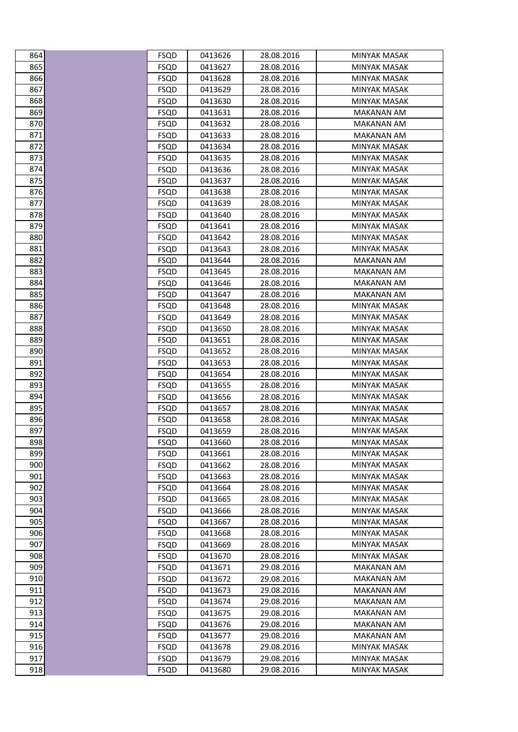| | | | | | |
|---|---|---|---|---|---|
| 864 | | FSQD | 0413626 | 28.08.2016 | MINYAK MASAK |
| 865 | | FSQD | 0413627 | 28.08.2016 | MINYAK MASAK |
| 866 | | FSQD | 0413628 | 28.08.2016 | MINYAK MASAK |
| 867 | | FSQD | 0413629 | 28.08.2016 | MINYAK MASAK |
| 868 | | FSQD | 0413630 | 28.08.2016 | MINYAK MASAK |
| 869 | | FSQD | 0413631 | 28.08.2016 | MAKANAN AM |
| 870 | | FSQD | 0413632 | 28.08.2016 | MAKANAN AM |
| 871 | | FSQD | 0413633 | 28.08.2016 | MAKANAN AM |
| 872 | | FSQD | 0413634 | 28.08.2016 | MINYAK MASAK |
| 873 | | FSQD | 0413635 | 28.08.2016 | MINYAK MASAK |
| 874 | | FSQD | 0413636 | 28.08.2016 | MINYAK MASAK |
| 875 | | FSQD | 0413637 | 28.08.2016 | MINYAK MASAK |
| 876 | | FSQD | 0413638 | 28.08.2016 | MINYAK MASAK |
| 877 | | FSQD | 0413639 | 28.08.2016 | MINYAK MASAK |
| 878 | | FSQD | 0413640 | 28.08.2016 | MINYAK MASAK |
| 879 | | FSQD | 0413641 | 28.08.2016 | MINYAK MASAK |
| 880 | | FSQD | 0413642 | 28.08.2016 | MINYAK MASAK |
| 881 | | FSQD | 0413643 | 28.08.2016 | MINYAK MASAK |
| 882 | | FSQD | 0413644 | 28.08.2016 | MAKANAN AM |
| 883 | | FSQD | 0413645 | 28.08.2016 | MAKANAN AM |
| 884 | | FSQD | 0413646 | 28.08.2016 | MAKANAN AM |
| 885 | | FSQD | 0413647 | 28.08.2016 | MAKANAN AM |
| 886 | | FSQD | 0413648 | 28.08.2016 | MINYAK MASAK |
| 887 | | FSQD | 0413649 | 28.08.2016 | MINYAK MASAK |
| 888 | | FSQD | 0413650 | 28.08.2016 | MINYAK MASAK |
| 889 | | FSQD | 0413651 | 28.08.2016 | MINYAK MASAK |
| 890 | | FSQD | 0413652 | 28.08.2016 | MINYAK MASAK |
| 891 | | FSQD | 0413653 | 28.08.2016 | MINYAK MASAK |
| 892 | | FSQD | 0413654 | 28.08.2016 | MINYAK MASAK |
| 893 | | FSQD | 0413655 | 28.08.2016 | MINYAK MASAK |
| 894 | | FSQD | 0413656 | 28.08.2016 | MINYAK MASAK |
| 895 | | FSQD | 0413657 | 28.08.2016 | MINYAK MASAK |
| 896 | | FSQD | 0413658 | 28.08.2016 | MINYAK MASAK |
| 897 | | FSQD | 0413659 | 28.08.2016 | MINYAK MASAK |
| 898 | | FSQD | 0413660 | 28.08.2016 | MINYAK MASAK |
| 899 | | FSQD | 0413661 | 28.08.2016 | MINYAK MASAK |
| 900 | | FSQD | 0413662 | 28.08.2016 | MINYAK MASAK |
| 901 | | FSQD | 0413663 | 28.08.2016 | MINYAK MASAK |
| 902 | | FSQD | 0413664 | 28.08.2016 | MINYAK MASAK |
| 903 | | FSQD | 0413665 | 28.08.2016 | MINYAK MASAK |
| 904 | | FSQD | 0413666 | 28.08.2016 | MINYAK MASAK |
| 905 | | FSQD | 0413667 | 28.08.2016 | MINYAK MASAK |
| 906 | | FSQD | 0413668 | 28.08.2016 | MINYAK MASAK |
| 907 | | FSQD | 0413669 | 28.08.2016 | MINYAK MASAK |
| 908 | | FSQD | 0413670 | 28.08.2016 | MINYAK MASAK |
| 909 | | FSQD | 0413671 | 29.08.2016 | MAKANAN AM |
| 910 | | FSQD | 0413672 | 29.08.2016 | MAKANAN AM |
| 911 | | FSQD | 0413673 | 29.08.2016 | MAKANAN AM |
| 912 | | FSQD | 0413674 | 29.08.2016 | MAKANAN AM |
| 913 | | FSQD | 0413675 | 29.08.2016 | MAKANAN AM |
| 914 | | FSQD | 0413676 | 29.08.2016 | MAKANAN AM |
| 915 | | FSQD | 0413677 | 29.08.2016 | MAKANAN AM |
| 916 | | FSQD | 0413678 | 29.08.2016 | MINYAK MASAK |
| 917 | | FSQD | 0413679 | 29.08.2016 | MINYAK MASAK |
| 918 | | FSQD | 0413680 | 29.08.2016 | MINYAK MASAK |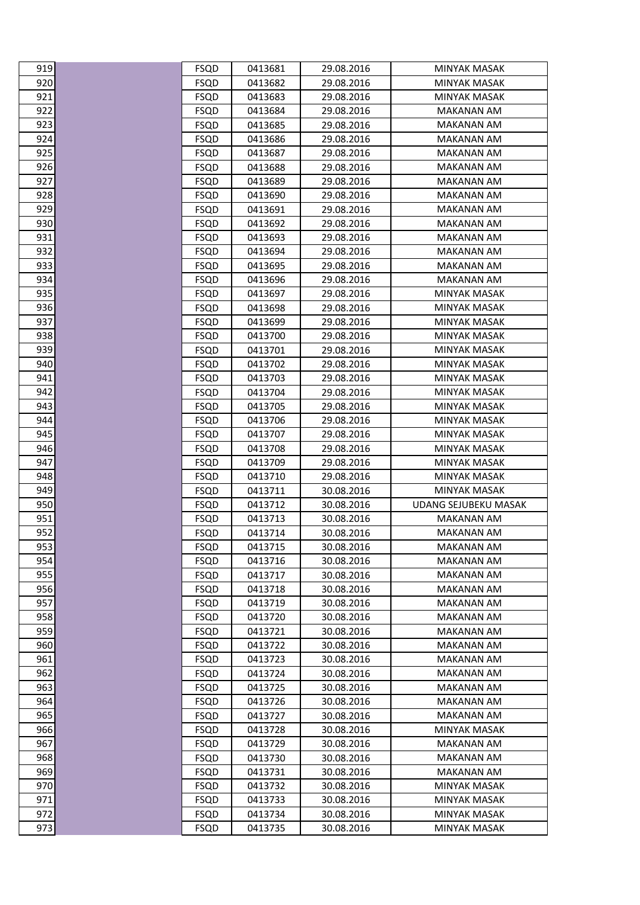| | | | | | |
|---|---|---|---|---|---|
| 919 | | FSQD | 0413681 | 29.08.2016 | MINYAK MASAK |
| 920 | | FSQD | 0413682 | 29.08.2016 | MINYAK MASAK |
| 921 | | FSQD | 0413683 | 29.08.2016 | MINYAK MASAK |
| 922 | | FSQD | 0413684 | 29.08.2016 | MAKANAN AM |
| 923 | | FSQD | 0413685 | 29.08.2016 | MAKANAN AM |
| 924 | | FSQD | 0413686 | 29.08.2016 | MAKANAN AM |
| 925 | | FSQD | 0413687 | 29.08.2016 | MAKANAN AM |
| 926 | | FSQD | 0413688 | 29.08.2016 | MAKANAN AM |
| 927 | | FSQD | 0413689 | 29.08.2016 | MAKANAN AM |
| 928 | | FSQD | 0413690 | 29.08.2016 | MAKANAN AM |
| 929 | | FSQD | 0413691 | 29.08.2016 | MAKANAN AM |
| 930 | | FSQD | 0413692 | 29.08.2016 | MAKANAN AM |
| 931 | | FSQD | 0413693 | 29.08.2016 | MAKANAN AM |
| 932 | | FSQD | 0413694 | 29.08.2016 | MAKANAN AM |
| 933 | | FSQD | 0413695 | 29.08.2016 | MAKANAN AM |
| 934 | | FSQD | 0413696 | 29.08.2016 | MAKANAN AM |
| 935 | | FSQD | 0413697 | 29.08.2016 | MINYAK MASAK |
| 936 | | FSQD | 0413698 | 29.08.2016 | MINYAK MASAK |
| 937 | | FSQD | 0413699 | 29.08.2016 | MINYAK MASAK |
| 938 | | FSQD | 0413700 | 29.08.2016 | MINYAK MASAK |
| 939 | | FSQD | 0413701 | 29.08.2016 | MINYAK MASAK |
| 940 | | FSQD | 0413702 | 29.08.2016 | MINYAK MASAK |
| 941 | | FSQD | 0413703 | 29.08.2016 | MINYAK MASAK |
| 942 | | FSQD | 0413704 | 29.08.2016 | MINYAK MASAK |
| 943 | | FSQD | 0413705 | 29.08.2016 | MINYAK MASAK |
| 944 | | FSQD | 0413706 | 29.08.2016 | MINYAK MASAK |
| 945 | | FSQD | 0413707 | 29.08.2016 | MINYAK MASAK |
| 946 | | FSQD | 0413708 | 29.08.2016 | MINYAK MASAK |
| 947 | | FSQD | 0413709 | 29.08.2016 | MINYAK MASAK |
| 948 | | FSQD | 0413710 | 29.08.2016 | MINYAK MASAK |
| 949 | | FSQD | 0413711 | 30.08.2016 | MINYAK MASAK |
| 950 | | FSQD | 0413712 | 30.08.2016 | UDANG SEJUBEKU MASAK |
| 951 | | FSQD | 0413713 | 30.08.2016 | MAKANAN AM |
| 952 | | FSQD | 0413714 | 30.08.2016 | MAKANAN AM |
| 953 | | FSQD | 0413715 | 30.08.2016 | MAKANAN AM |
| 954 | | FSQD | 0413716 | 30.08.2016 | MAKANAN AM |
| 955 | | FSQD | 0413717 | 30.08.2016 | MAKANAN AM |
| 956 | | FSQD | 0413718 | 30.08.2016 | MAKANAN AM |
| 957 | | FSQD | 0413719 | 30.08.2016 | MAKANAN AM |
| 958 | | FSQD | 0413720 | 30.08.2016 | MAKANAN AM |
| 959 | | FSQD | 0413721 | 30.08.2016 | MAKANAN AM |
| 960 | | FSQD | 0413722 | 30.08.2016 | MAKANAN AM |
| 961 | | FSQD | 0413723 | 30.08.2016 | MAKANAN AM |
| 962 | | FSQD | 0413724 | 30.08.2016 | MAKANAN AM |
| 963 | | FSQD | 0413725 | 30.08.2016 | MAKANAN AM |
| 964 | | FSQD | 0413726 | 30.08.2016 | MAKANAN AM |
| 965 | | FSQD | 0413727 | 30.08.2016 | MAKANAN AM |
| 966 | | FSQD | 0413728 | 30.08.2016 | MINYAK MASAK |
| 967 | | FSQD | 0413729 | 30.08.2016 | MAKANAN AM |
| 968 | | FSQD | 0413730 | 30.08.2016 | MAKANAN AM |
| 969 | | FSQD | 0413731 | 30.08.2016 | MAKANAN AM |
| 970 | | FSQD | 0413732 | 30.08.2016 | MINYAK MASAK |
| 971 | | FSQD | 0413733 | 30.08.2016 | MINYAK MASAK |
| 972 | | FSQD | 0413734 | 30.08.2016 | MINYAK MASAK |
| 973 | | FSQD | 0413735 | 30.08.2016 | MINYAK MASAK |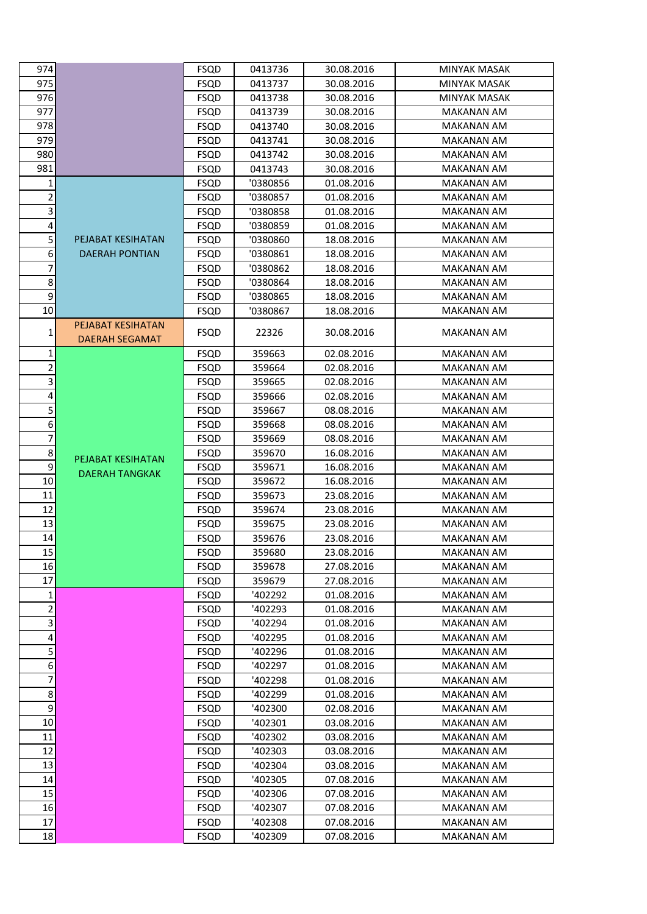| | | | | | |
|---|---|---|---|---|---|
| 974 | | FSQD | 0413736 | 30.08.2016 | MINYAK MASAK |
| 975 | | FSQD | 0413737 | 30.08.2016 | MINYAK MASAK |
| 976 | | FSQD | 0413738 | 30.08.2016 | MINYAK MASAK |
| 977 | | FSQD | 0413739 | 30.08.2016 | MAKANAN AM |
| 978 | | FSQD | 0413740 | 30.08.2016 | MAKANAN AM |
| 979 | | FSQD | 0413741 | 30.08.2016 | MAKANAN AM |
| 980 | | FSQD | 0413742 | 30.08.2016 | MAKANAN AM |
| 981 | | FSQD | 0413743 | 30.08.2016 | MAKANAN AM |
| 1 | PEJABAT KESIHATAN DAERAH PONTIAN | FSQD | '0380856 | 01.08.2016 | MAKANAN AM |
| 2 | | FSQD | '0380857 | 01.08.2016 | MAKANAN AM |
| 3 | | FSQD | '0380858 | 01.08.2016 | MAKANAN AM |
| 4 | | FSQD | '0380859 | 01.08.2016 | MAKANAN AM |
| 5 | | FSQD | '0380860 | 18.08.2016 | MAKANAN AM |
| 6 | | FSQD | '0380861 | 18.08.2016 | MAKANAN AM |
| 7 | | FSQD | '0380862 | 18.08.2016 | MAKANAN AM |
| 8 | | FSQD | '0380864 | 18.08.2016 | MAKANAN AM |
| 9 | | FSQD | '0380865 | 18.08.2016 | MAKANAN AM |
| 10 | | FSQD | '0380867 | 18.08.2016 | MAKANAN AM |
| 1 | PEJABAT KESIHATAN DAERAH SEGAMAT | FSQD | 22326 | 30.08.2016 | MAKANAN AM |
| 1 | PEJABAT KESIHATAN DAERAH TANGKAK | FSQD | 359663 | 02.08.2016 | MAKANAN AM |
| 2 | | FSQD | 359664 | 02.08.2016 | MAKANAN AM |
| 3 | | FSQD | 359665 | 02.08.2016 | MAKANAN AM |
| 4 | | FSQD | 359666 | 02.08.2016 | MAKANAN AM |
| 5 | | FSQD | 359667 | 08.08.2016 | MAKANAN AM |
| 6 | | FSQD | 359668 | 08.08.2016 | MAKANAN AM |
| 7 | | FSQD | 359669 | 08.08.2016 | MAKANAN AM |
| 8 | | FSQD | 359670 | 16.08.2016 | MAKANAN AM |
| 9 | | FSQD | 359671 | 16.08.2016 | MAKANAN AM |
| 10 | | FSQD | 359672 | 16.08.2016 | MAKANAN AM |
| 11 | | FSQD | 359673 | 23.08.2016 | MAKANAN AM |
| 12 | | FSQD | 359674 | 23.08.2016 | MAKANAN AM |
| 13 | | FSQD | 359675 | 23.08.2016 | MAKANAN AM |
| 14 | | FSQD | 359676 | 23.08.2016 | MAKANAN AM |
| 15 | | FSQD | 359680 | 23.08.2016 | MAKANAN AM |
| 16 | | FSQD | 359678 | 27.08.2016 | MAKANAN AM |
| 17 | | FSQD | 359679 | 27.08.2016 | MAKANAN AM |
| 1 | | FSQD | '402292 | 01.08.2016 | MAKANAN AM |
| 2 | | FSQD | '402293 | 01.08.2016 | MAKANAN AM |
| 3 | | FSQD | '402294 | 01.08.2016 | MAKANAN AM |
| 4 | | FSQD | '402295 | 01.08.2016 | MAKANAN AM |
| 5 | | FSQD | '402296 | 01.08.2016 | MAKANAN AM |
| 6 | | FSQD | '402297 | 01.08.2016 | MAKANAN AM |
| 7 | | FSQD | '402298 | 01.08.2016 | MAKANAN AM |
| 8 | | FSQD | '402299 | 01.08.2016 | MAKANAN AM |
| 9 | | FSQD | '402300 | 02.08.2016 | MAKANAN AM |
| 10 | | FSQD | '402301 | 03.08.2016 | MAKANAN AM |
| 11 | | FSQD | '402302 | 03.08.2016 | MAKANAN AM |
| 12 | | FSQD | '402303 | 03.08.2016 | MAKANAN AM |
| 13 | | FSQD | '402304 | 03.08.2016 | MAKANAN AM |
| 14 | | FSQD | '402305 | 07.08.2016 | MAKANAN AM |
| 15 | | FSQD | '402306 | 07.08.2016 | MAKANAN AM |
| 16 | | FSQD | '402307 | 07.08.2016 | MAKANAN AM |
| 17 | | FSQD | '402308 | 07.08.2016 | MAKANAN AM |
| 18 | | FSQD | '402309 | 07.08.2016 | MAKANAN AM |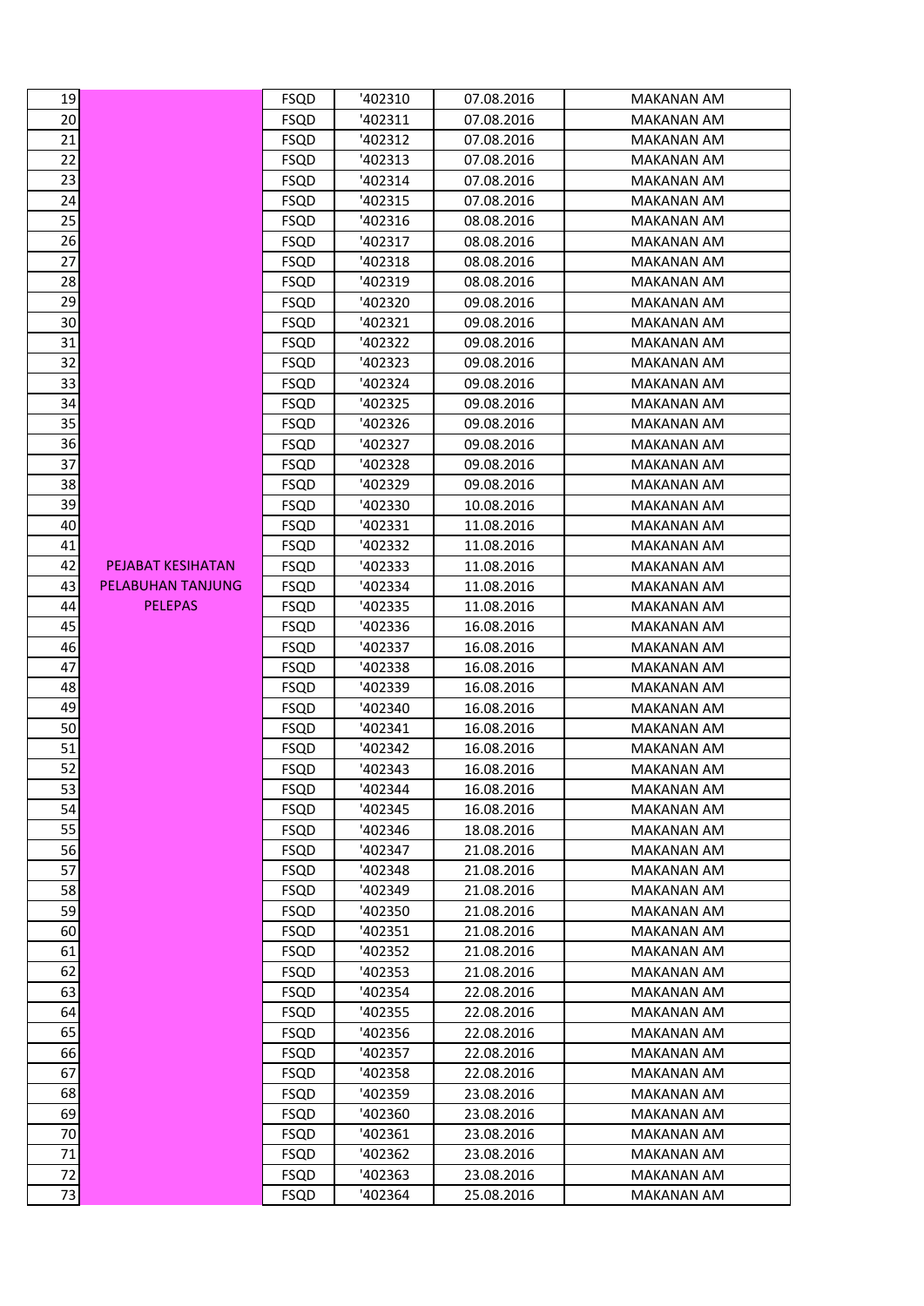| | | | | | |
|---|---|---|---|---|---|
| 19 | PEJABAT KESIHATAN PELABUHAN TANJUNG PELEPAS | FSQD | '402310 | 07.08.2016 | MAKANAN AM |
| 20 | | FSQD | '402311 | 07.08.2016 | MAKANAN AM |
| 21 | | FSQD | '402312 | 07.08.2016 | MAKANAN AM |
| 22 | | FSQD | '402313 | 07.08.2016 | MAKANAN AM |
| 23 | | FSQD | '402314 | 07.08.2016 | MAKANAN AM |
| 24 | | FSQD | '402315 | 07.08.2016 | MAKANAN AM |
| 25 | | FSQD | '402316 | 08.08.2016 | MAKANAN AM |
| 26 | | FSQD | '402317 | 08.08.2016 | MAKANAN AM |
| 27 | | FSQD | '402318 | 08.08.2016 | MAKANAN AM |
| 28 | | FSQD | '402319 | 08.08.2016 | MAKANAN AM |
| 29 | | FSQD | '402320 | 09.08.2016 | MAKANAN AM |
| 30 | | FSQD | '402321 | 09.08.2016 | MAKANAN AM |
| 31 | | FSQD | '402322 | 09.08.2016 | MAKANAN AM |
| 32 | | FSQD | '402323 | 09.08.2016 | MAKANAN AM |
| 33 | | FSQD | '402324 | 09.08.2016 | MAKANAN AM |
| 34 | | FSQD | '402325 | 09.08.2016 | MAKANAN AM |
| 35 | | FSQD | '402326 | 09.08.2016 | MAKANAN AM |
| 36 | | FSQD | '402327 | 09.08.2016 | MAKANAN AM |
| 37 | | FSQD | '402328 | 09.08.2016 | MAKANAN AM |
| 38 | | FSQD | '402329 | 09.08.2016 | MAKANAN AM |
| 39 | | FSQD | '402330 | 10.08.2016 | MAKANAN AM |
| 40 | | FSQD | '402331 | 11.08.2016 | MAKANAN AM |
| 41 | | FSQD | '402332 | 11.08.2016 | MAKANAN AM |
| 42 | | FSQD | '402333 | 11.08.2016 | MAKANAN AM |
| 43 | | FSQD | '402334 | 11.08.2016 | MAKANAN AM |
| 44 | | FSQD | '402335 | 11.08.2016 | MAKANAN AM |
| 45 | | FSQD | '402336 | 16.08.2016 | MAKANAN AM |
| 46 | | FSQD | '402337 | 16.08.2016 | MAKANAN AM |
| 47 | | FSQD | '402338 | 16.08.2016 | MAKANAN AM |
| 48 | | FSQD | '402339 | 16.08.2016 | MAKANAN AM |
| 49 | | FSQD | '402340 | 16.08.2016 | MAKANAN AM |
| 50 | | FSQD | '402341 | 16.08.2016 | MAKANAN AM |
| 51 | | FSQD | '402342 | 16.08.2016 | MAKANAN AM |
| 52 | | FSQD | '402343 | 16.08.2016 | MAKANAN AM |
| 53 | | FSQD | '402344 | 16.08.2016 | MAKANAN AM |
| 54 | | FSQD | '402345 | 16.08.2016 | MAKANAN AM |
| 55 | | FSQD | '402346 | 18.08.2016 | MAKANAN AM |
| 56 | | FSQD | '402347 | 21.08.2016 | MAKANAN AM |
| 57 | | FSQD | '402348 | 21.08.2016 | MAKANAN AM |
| 58 | | FSQD | '402349 | 21.08.2016 | MAKANAN AM |
| 59 | | FSQD | '402350 | 21.08.2016 | MAKANAN AM |
| 60 | | FSQD | '402351 | 21.08.2016 | MAKANAN AM |
| 61 | | FSQD | '402352 | 21.08.2016 | MAKANAN AM |
| 62 | | FSQD | '402353 | 21.08.2016 | MAKANAN AM |
| 63 | | FSQD | '402354 | 22.08.2016 | MAKANAN AM |
| 64 | | FSQD | '402355 | 22.08.2016 | MAKANAN AM |
| 65 | | FSQD | '402356 | 22.08.2016 | MAKANAN AM |
| 66 | | FSQD | '402357 | 22.08.2016 | MAKANAN AM |
| 67 | | FSQD | '402358 | 22.08.2016 | MAKANAN AM |
| 68 | | FSQD | '402359 | 23.08.2016 | MAKANAN AM |
| 69 | | FSQD | '402360 | 23.08.2016 | MAKANAN AM |
| 70 | | FSQD | '402361 | 23.08.2016 | MAKANAN AM |
| 71 | | FSQD | '402362 | 23.08.2016 | MAKANAN AM |
| 72 | | FSQD | '402363 | 23.08.2016 | MAKANAN AM |
| 73 | | FSQD | '402364 | 25.08.2016 | MAKANAN AM |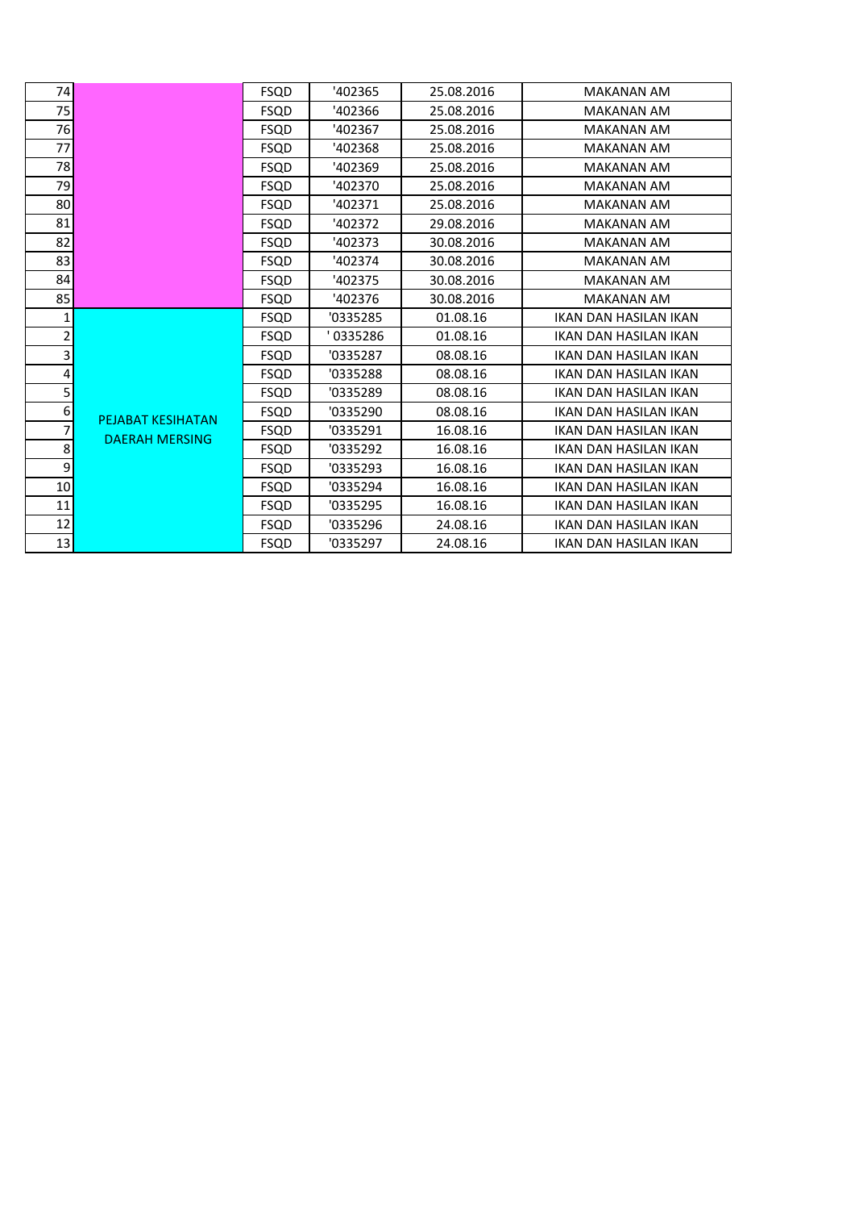| | | | | | |
|---|---|---|---|---|---|
| 74 | | FSQD | '402365 | 25.08.2016 | MAKANAN AM |
| 75 | | FSQD | '402366 | 25.08.2016 | MAKANAN AM |
| 76 | | FSQD | '402367 | 25.08.2016 | MAKANAN AM |
| 77 | | FSQD | '402368 | 25.08.2016 | MAKANAN AM |
| 78 | | FSQD | '402369 | 25.08.2016 | MAKANAN AM |
| 79 | | FSQD | '402370 | 25.08.2016 | MAKANAN AM |
| 80 | | FSQD | '402371 | 25.08.2016 | MAKANAN AM |
| 81 | | FSQD | '402372 | 29.08.2016 | MAKANAN AM |
| 82 | | FSQD | '402373 | 30.08.2016 | MAKANAN AM |
| 83 | | FSQD | '402374 | 30.08.2016 | MAKANAN AM |
| 84 | | FSQD | '402375 | 30.08.2016 | MAKANAN AM |
| 85 | | FSQD | '402376 | 30.08.2016 | MAKANAN AM |
| 1 | PEJABAT KESIHATAN DAERAH MERSING | FSQD | '0335285 | 01.08.16 | IKAN DAN HASILAN IKAN |
| 2 | | FSQD | ' 0335286 | 01.08.16 | IKAN DAN HASILAN IKAN |
| 3 | | FSQD | '0335287 | 08.08.16 | IKAN DAN HASILAN IKAN |
| 4 | | FSQD | '0335288 | 08.08.16 | IKAN DAN HASILAN IKAN |
| 5 | | FSQD | '0335289 | 08.08.16 | IKAN DAN HASILAN IKAN |
| 6 | | FSQD | '0335290 | 08.08.16 | IKAN DAN HASILAN IKAN |
| 7 | | FSQD | '0335291 | 16.08.16 | IKAN DAN HASILAN IKAN |
| 8 | | FSQD | '0335292 | 16.08.16 | IKAN DAN HASILAN IKAN |
| 9 | | FSQD | '0335293 | 16.08.16 | IKAN DAN HASILAN IKAN |
| 10 | | FSQD | '0335294 | 16.08.16 | IKAN DAN HASILAN IKAN |
| 11 | | FSQD | '0335295 | 16.08.16 | IKAN DAN HASILAN IKAN |
| 12 | | FSQD | '0335296 | 24.08.16 | IKAN DAN HASILAN IKAN |
| 13 | | FSQD | '0335297 | 24.08.16 | IKAN DAN HASILAN IKAN |